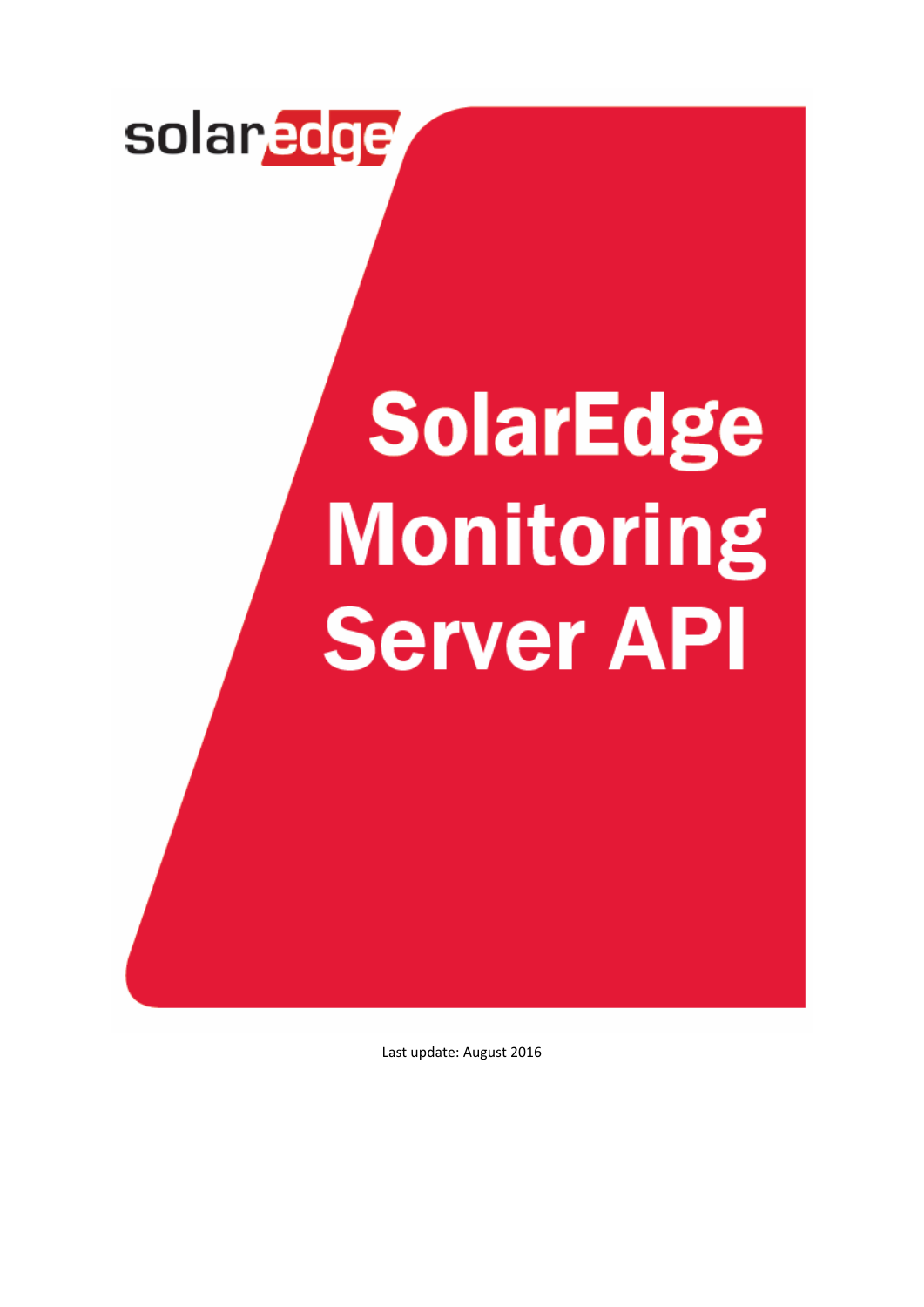solaredge

# SolarEdge Monitoring Server API

Last update: August 2016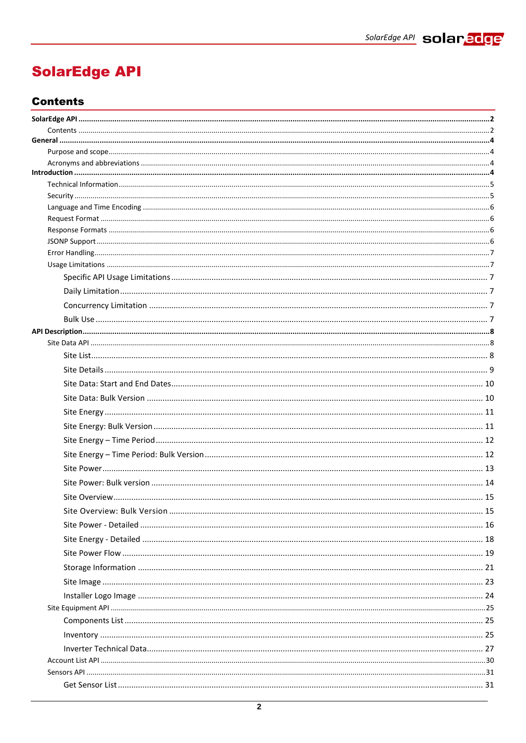# SolarEdge API

## Contents

**SolarEdge API** .......... **2**
- Contents .......... 2

**General** .......... **4**
- Purpose and scope .......... 4
- Acronyms and abbreviations .......... 4

**Introduction** .......... **4**
- Technical Information .......... 5
- Security .......... 5
- Language and Time Encoding .......... 6
- Request Format .......... 6
- Response Formats .......... 6
- JSONP Support .......... 6
- Error Handling .......... 7
- Usage Limitations .......... 7
  - Specific API Usage Limitations .......... 7
  - Daily Limitation .......... 7
  - Concurrency Limitation .......... 7
  - Bulk Use .......... 7

**API Description** .......... **8**
- Site Data API .......... 8
  - Site List .......... 8
  - Site Details .......... 9
  - Site Data: Start and End Dates .......... 10
  - Site Data: Bulk Version .......... 10
  - Site Energy .......... 11
  - Site Energy: Bulk Version .......... 11
  - Site Energy – Time Period .......... 12
  - Site Energy – Time Period: Bulk Version .......... 12
  - Site Power .......... 13
  - Site Power: Bulk version .......... 14
  - Site Overview .......... 15
  - Site Overview: Bulk Version .......... 15
  - Site Power - Detailed .......... 16
  - Site Energy - Detailed .......... 18
  - Site Power Flow .......... 19
  - Storage Information .......... 21
  - Site Image .......... 23
  - Installer Logo Image .......... 24
- Site Equipment API .......... 25
  - Components List .......... 25
  - Inventory .......... 25
  - Inverter Technical Data .......... 27
- Account List API .......... 30
- Sensors API .......... 31
  - Get Sensor List .......... 31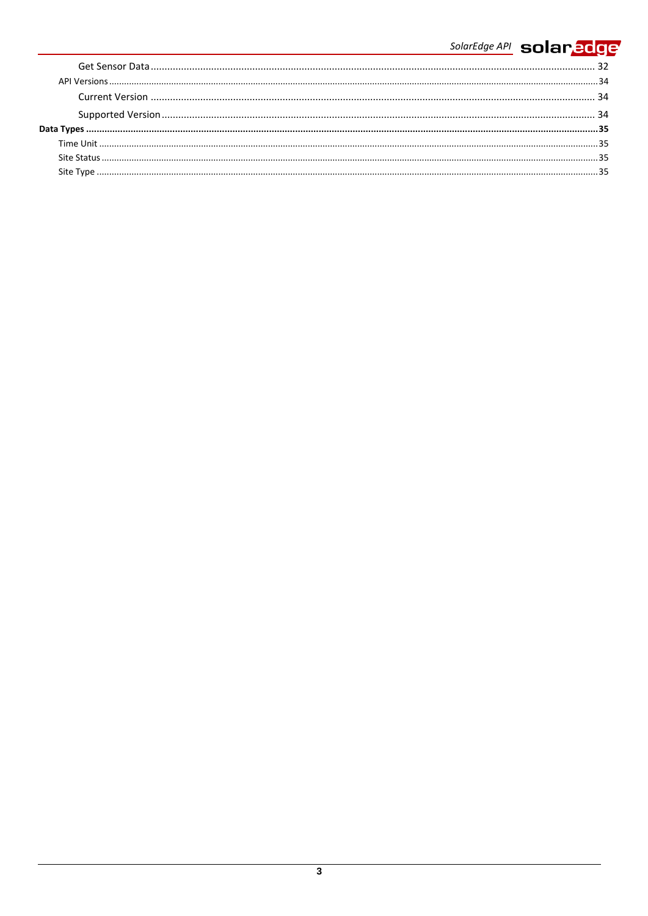Get Sensor Data ..... 32

API Versions ..... 34

Current Version ..... 34

Supported Version ..... 34

**Data Types ..... 35**

Time Unit ..... 35

Site Status ..... 35

Site Type ..... 35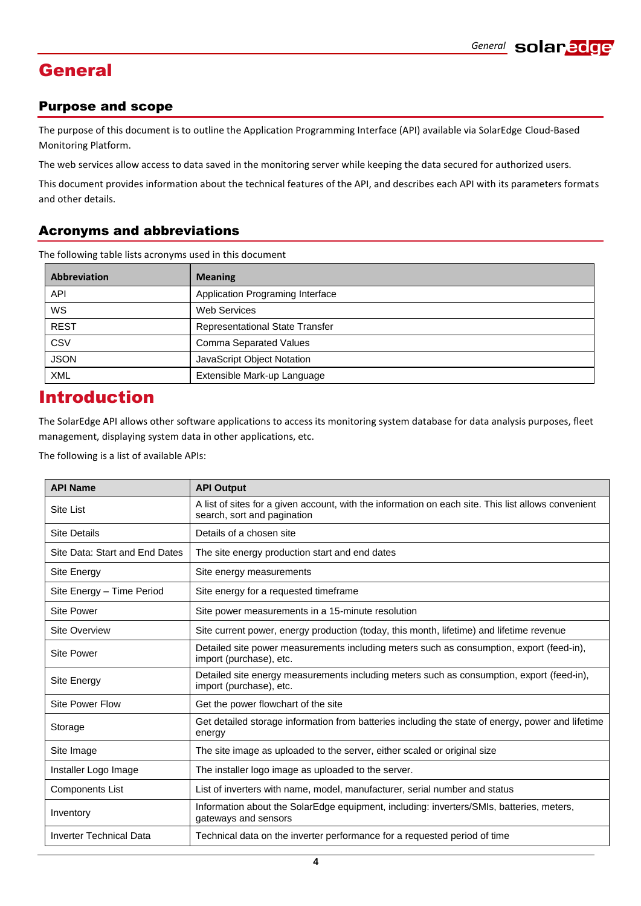# General

## Purpose and scope

The purpose of this document is to outline the Application Programming Interface (API) available via SolarEdge Cloud-Based Monitoring Platform.

The web services allow access to data saved in the monitoring server while keeping the data secured for authorized users.

This document provides information about the technical features of the API, and describes each API with its parameters formats and other details.

## Acronyms and abbreviations

The following table lists acronyms used in this document

| Abbreviation | Meaning |
|---|---|
| API | Application Programing Interface |
| WS | Web Services |
| REST | Representational State Transfer |
| CSV | Comma Separated Values |
| JSON | JavaScript Object Notation |
| XML | Extensible Mark-up Language |

# Introduction

The SolarEdge API allows other software applications to access its monitoring system database for data analysis purposes, fleet management, displaying system data in other applications, etc.

The following is a list of available APIs:

| API Name | API Output |
|---|---|
| Site List | A list of sites for a given account, with the information on each site. This list allows convenient search, sort and pagination |
| Site Details | Details of a chosen site |
| Site Data: Start and End Dates | The site energy production start and end dates |
| Site Energy | Site energy measurements |
| Site Energy – Time Period | Site energy for a requested timeframe |
| Site Power | Site power measurements in a 15-minute resolution |
| Site Overview | Site current power, energy production (today, this month, lifetime) and lifetime revenue |
| Site Power | Detailed site power measurements including meters such as consumption, export (feed-in), import (purchase), etc. |
| Site Energy | Detailed site energy measurements including meters such as consumption, export (feed-in), import (purchase), etc. |
| Site Power Flow | Get the power flowchart of the site |
| Storage | Get detailed storage information from batteries including the state of energy, power and lifetime energy |
| Site Image | The site image as uploaded to the server, either scaled or original size |
| Installer Logo Image | The installer logo image as uploaded to the server. |
| Components List | List of inverters with name, model, manufacturer, serial number and status |
| Inventory | Information about the SolarEdge equipment, including: inverters/SMIs, batteries, meters, gateways and sensors |
| Inverter Technical Data | Technical data on the inverter performance for a requested period of time |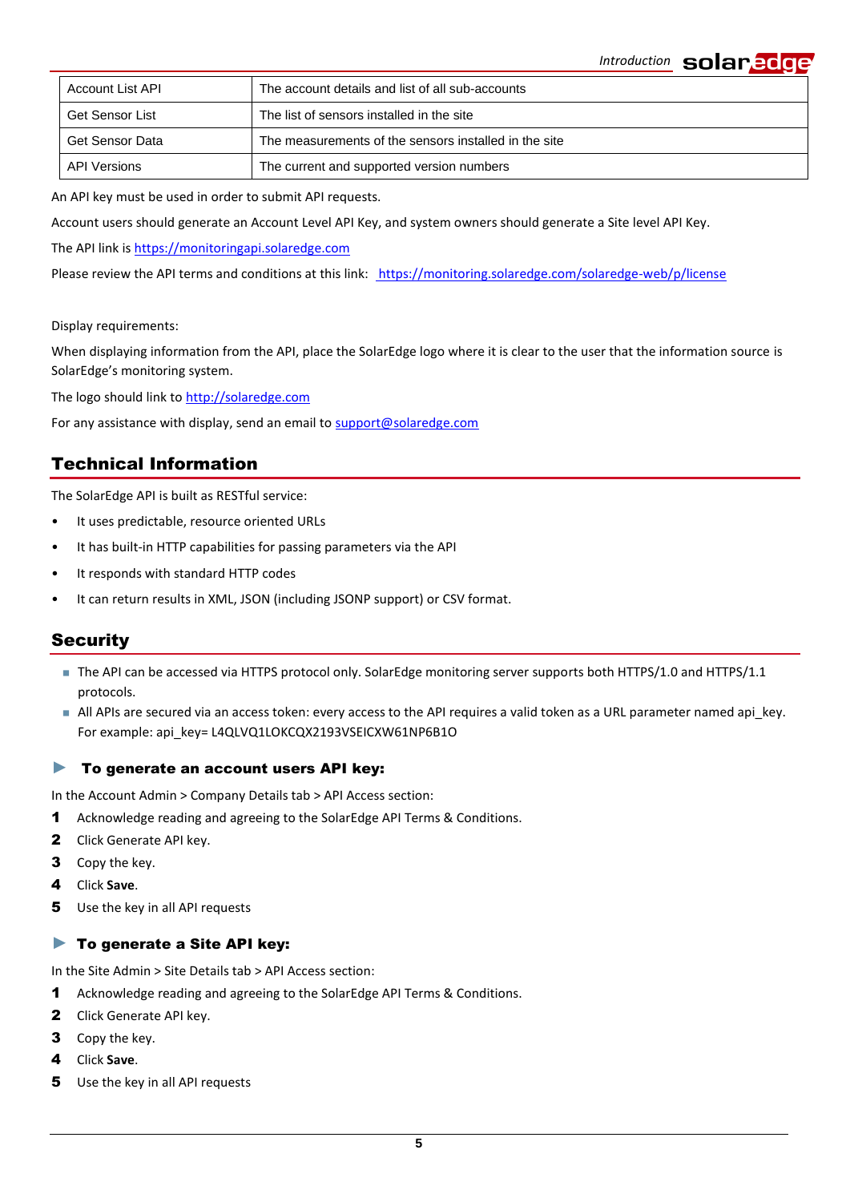| Account List API | The account details and list of all sub-accounts |
| --- | --- |
| Get Sensor List | The list of sensors installed in the site |
| Get Sensor Data | The measurements of the sensors installed in the site |
| API Versions | The current and supported version numbers |

An API key must be used in order to submit API requests.

Account users should generate an Account Level API Key, and system owners should generate a Site level API Key.

The API link is https://monitoringapi.solaredge.com

Please review the API terms and conditions at this link: https://monitoring.solaredge.com/solaredge-web/p/license

Display requirements:

When displaying information from the API, place the SolarEdge logo where it is clear to the user that the information source is SolarEdge's monitoring system.

The logo should link to http://solaredge.com

For any assistance with display, send an email to support@solaredge.com

## Technical Information

The SolarEdge API is built as RESTful service:

- It uses predictable, resource oriented URLs
- It has built-in HTTP capabilities for passing parameters via the API
- It responds with standard HTTP codes
- It can return results in XML, JSON (including JSONP support) or CSV format.

## Security

- The API can be accessed via HTTPS protocol only. SolarEdge monitoring server supports both HTTPS/1.0 and HTTPS/1.1 protocols.
- All APIs are secured via an access token: every access to the API requires a valid token as a URL parameter named api_key. For example: api_key= L4QLVQ1LOKCQX2193VSEICXW61NP6B1O

### ► To generate an account users API key:

In the Account Admin > Company Details tab > API Access section:

1. Acknowledge reading and agreeing to the SolarEdge API Terms & Conditions.
2. Click Generate API key.
3. Copy the key.
4. Click **Save**.
5. Use the key in all API requests

### ► To generate a Site API key:

In the Site Admin > Site Details tab > API Access section:

1. Acknowledge reading and agreeing to the SolarEdge API Terms & Conditions.
2. Click Generate API key.
3. Copy the key.
4. Click **Save**.
5. Use the key in all API requests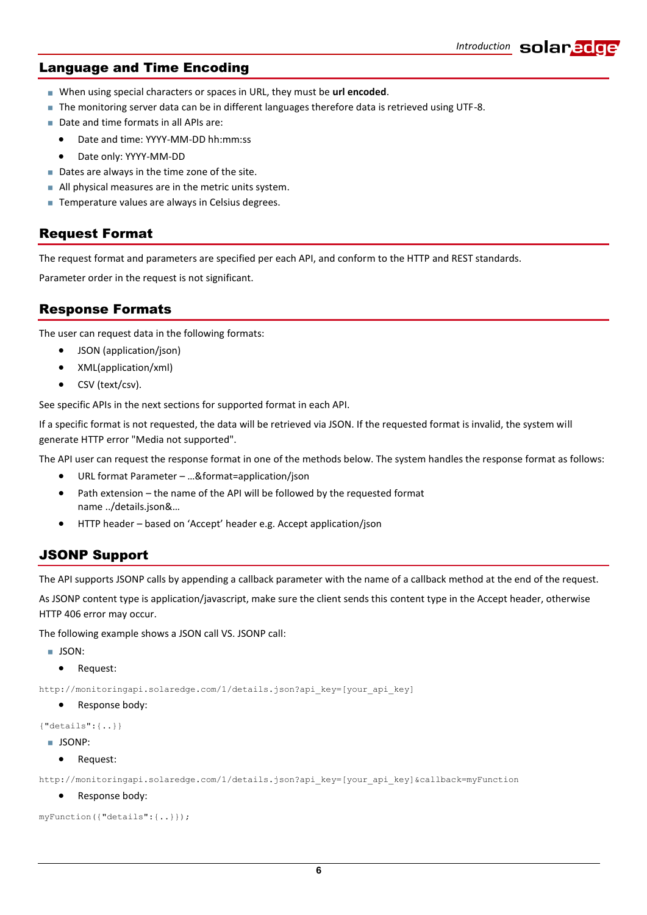## Language and Time Encoding

- When using special characters or spaces in URL, they must be **url encoded**.
- The monitoring server data can be in different languages therefore data is retrieved using UTF-8.
- Date and time formats in all APIs are:
  - Date and time: YYYY-MM-DD hh:mm:ss
  - Date only: YYYY-MM-DD
- Dates are always in the time zone of the site.
- All physical measures are in the metric units system.
- Temperature values are always in Celsius degrees.

## Request Format

The request format and parameters are specified per each API, and conform to the HTTP and REST standards.

Parameter order in the request is not significant.

## Response Formats

The user can request data in the following formats:

- JSON (application/json)
- XML(application/xml)
- CSV (text/csv).

See specific APIs in the next sections for supported format in each API.

If a specific format is not requested, the data will be retrieved via JSON. If the requested format is invalid, the system will generate HTTP error "Media not supported".

The API user can request the response format in one of the methods below. The system handles the response format as follows:

- URL format Parameter – …&format=application/json
- Path extension – the name of the API will be followed by the requested format name ../details.json&…
- HTTP header – based on 'Accept' header e.g. Accept application/json

## JSONP Support

The API supports JSONP calls by appending a callback parameter with the name of a callback method at the end of the request.

As JSONP content type is application/javascript, make sure the client sends this content type in the Accept header, otherwise HTTP 406 error may occur.

The following example shows a JSON call VS. JSONP call:

- JSON:
  - Request:

```
http://monitoringapi.solaredge.com/1/details.json?api_key=[your_api_key]
```

  - Response body:

```
{"details":{..}}
```

- JSONP:
  - Request:

```
http://monitoringapi.solaredge.com/1/details.json?api_key=[your_api_key]&callback=myFunction
```

  - Response body:

```
myFunction({"details":{..}});
```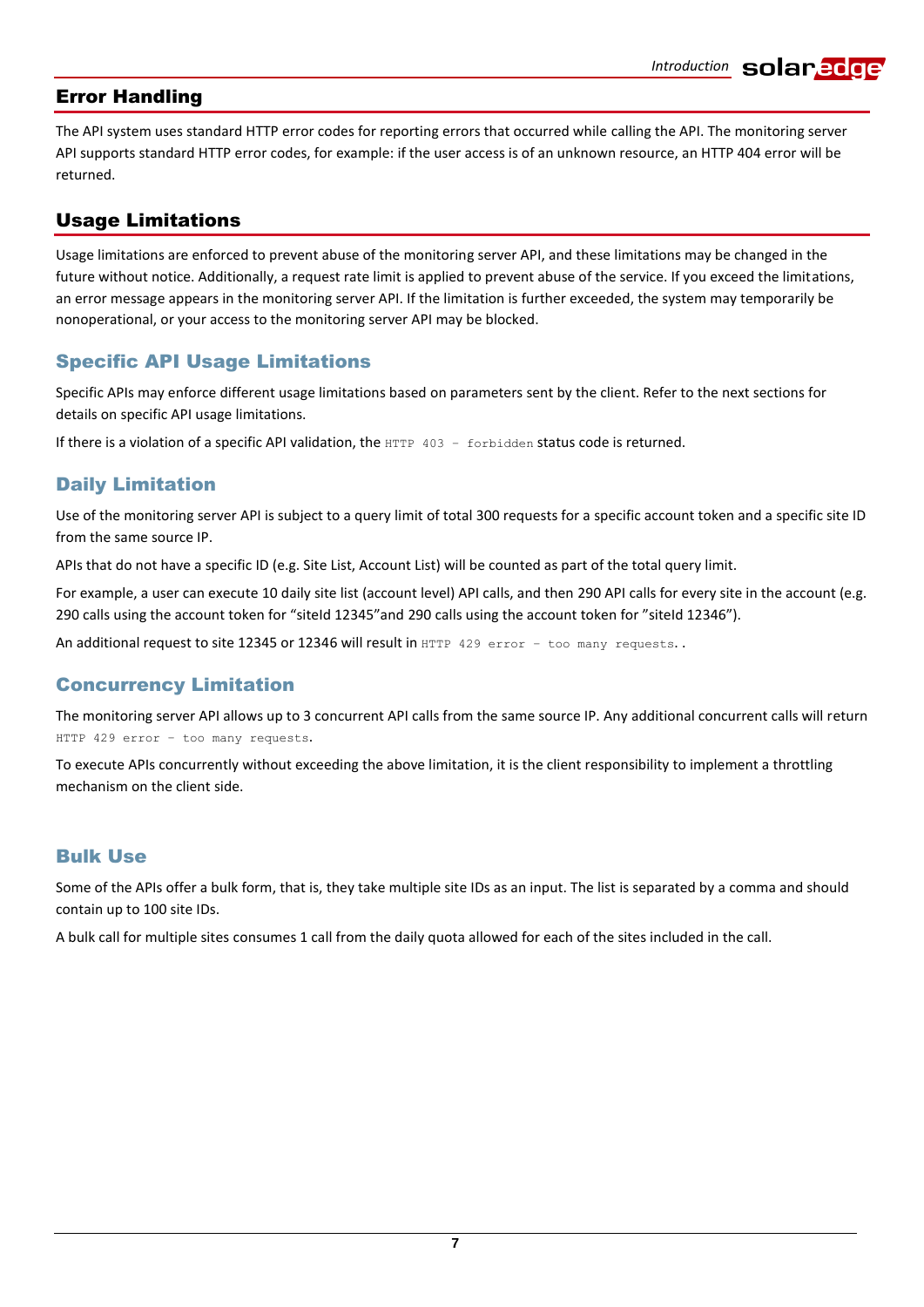## Error Handling

The API system uses standard HTTP error codes for reporting errors that occurred while calling the API. The monitoring server API supports standard HTTP error codes, for example: if the user access is of an unknown resource, an HTTP 404 error will be returned.

## Usage Limitations

Usage limitations are enforced to prevent abuse of the monitoring server API, and these limitations may be changed in the future without notice. Additionally, a request rate limit is applied to prevent abuse of the service. If you exceed the limitations, an error message appears in the monitoring server API. If the limitation is further exceeded, the system may temporarily be nonoperational, or your access to the monitoring server API may be blocked.

### Specific API Usage Limitations

Specific APIs may enforce different usage limitations based on parameters sent by the client. Refer to the next sections for details on specific API usage limitations.

If there is a violation of a specific API validation, the `HTTP 403 – forbidden` status code is returned.

### Daily Limitation

Use of the monitoring server API is subject to a query limit of total 300 requests for a specific account token and a specific site ID from the same source IP.

APIs that do not have a specific ID (e.g. Site List, Account List) will be counted as part of the total query limit.

For example, a user can execute 10 daily site list (account level) API calls, and then 290 API calls for every site in the account (e.g. 290 calls using the account token for “siteId 12345”and 290 calls using the account token for ”siteId 12346”).

An additional request to site 12345 or 12346 will result in `HTTP 429 error – too many requests`. .

### Concurrency Limitation

The monitoring server API allows up to 3 concurrent API calls from the same source IP. Any additional concurrent calls will return `HTTP 429 error – too many requests`.

To execute APIs concurrently without exceeding the above limitation, it is the client responsibility to implement a throttling mechanism on the client side.

### Bulk Use

Some of the APIs offer a bulk form, that is, they take multiple site IDs as an input. The list is separated by a comma and should contain up to 100 site IDs.

A bulk call for multiple sites consumes 1 call from the daily quota allowed for each of the sites included in the call.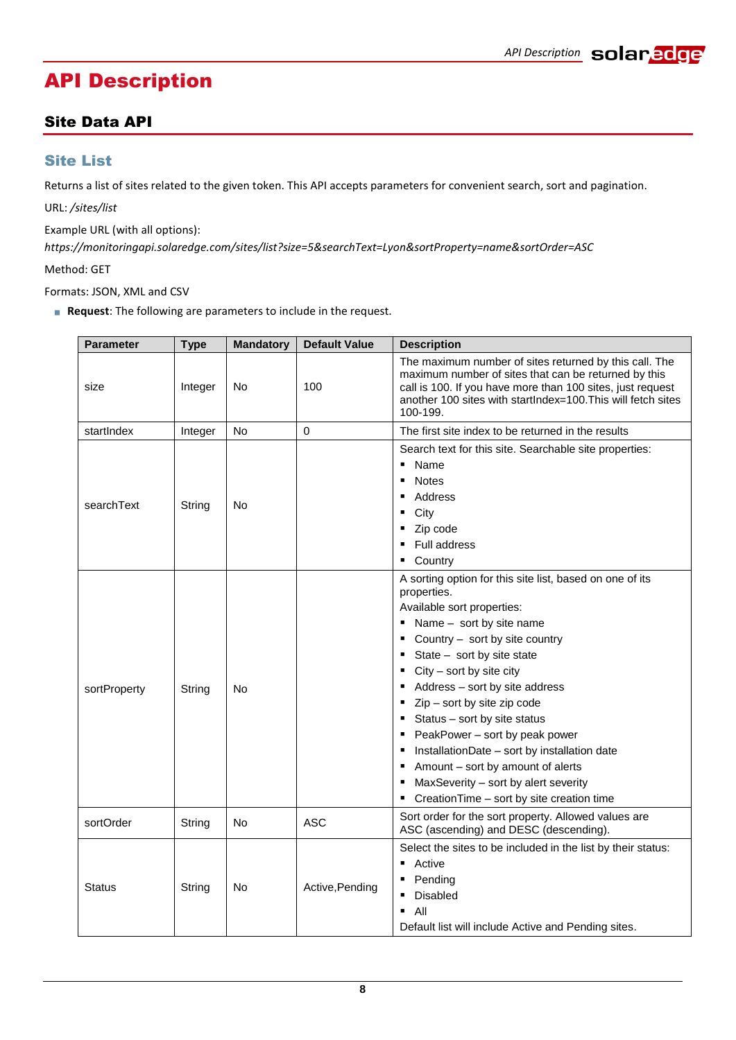# API Description

## Site Data API

### Site List

Returns a list of sites related to the given token. This API accepts parameters for convenient search, sort and pagination.

URL: */sites/list*

Example URL (with all options):

*https://monitoringapi.solaredge.com/sites/list?size=5&searchText=Lyon&sortProperty=name&sortOrder=ASC*

Method: GET

Formats: JSON, XML and CSV

- **Request**: The following are parameters to include in the request.

| Parameter | Type | Mandatory | Default Value | Description |
|---|---|---|---|---|
| size | Integer | No | 100 | The maximum number of sites returned by this call. The maximum number of sites that can be returned by this call is 100. If you have more than 100 sites, just request another 100 sites with startIndex=100.This will fetch sites 100-199. |
| startIndex | Integer | No | 0 | The first site index to be returned in the results |
| searchText | String | No | | Search text for this site. Searchable site properties:<br>▪ Name<br>▪ Notes<br>▪ Address<br>▪ City<br>▪ Zip code<br>▪ Full address<br>▪ Country |
| sortProperty | String | No | | A sorting option for this site list, based on one of its properties.<br>Available sort properties:<br>▪ Name – sort by site name<br>▪ Country – sort by site country<br>▪ State – sort by site state<br>▪ City – sort by site city<br>▪ Address – sort by site address<br>▪ Zip – sort by site zip code<br>▪ Status – sort by site status<br>▪ PeakPower – sort by peak power<br>▪ InstallationDate – sort by installation date<br>▪ Amount – sort by amount of alerts<br>▪ MaxSeverity – sort by alert severity<br>▪ CreationTime – sort by site creation time |
| sortOrder | String | No | ASC | Sort order for the sort property. Allowed values are ASC (ascending) and DESC (descending). |
| Status | String | No | Active,Pending | Select the sites to be included in the list by their status:<br>▪ Active<br>▪ Pending<br>▪ Disabled<br>▪ All<br>Default list will include Active and Pending sites. |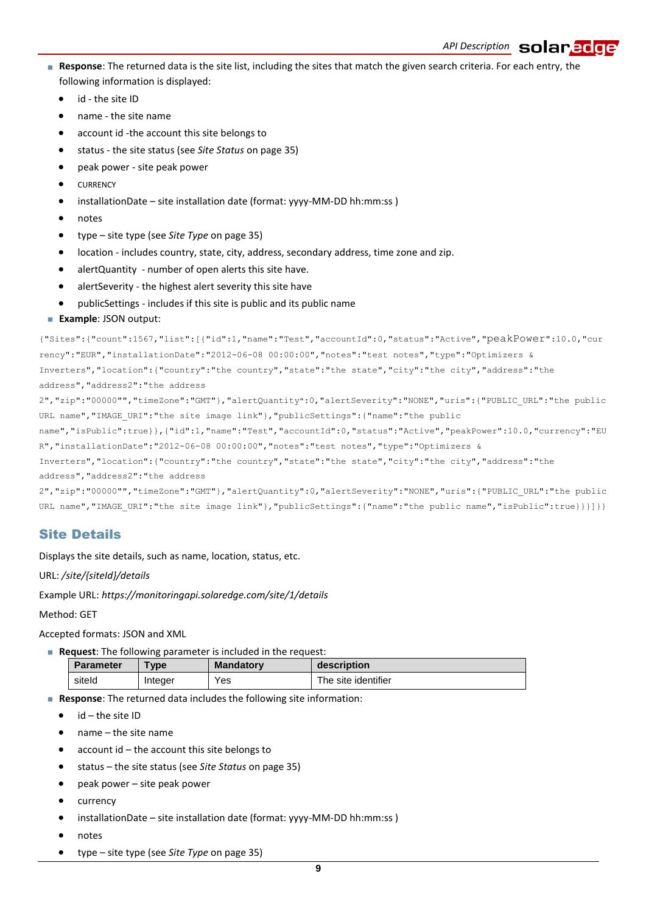- **Response**: The returned data is the site list, including the sites that match the given search criteria. For each entry, the following information is displayed:
  - id - the site ID
  - name - the site name
  - account id -the account this site belongs to
  - status - the site status (see *Site Status* on page 35)
  - peak power - site peak power
  - CURRENCY
  - installationDate – site installation date (format: yyyy-MM-DD hh:mm:ss )
  - notes
  - type – site type (see *Site Type* on page 35)
  - location - includes country, state, city, address, secondary address, time zone and zip.
  - alertQuantity - number of open alerts this site have.
  - alertSeverity - the highest alert severity this site have
  - publicSettings - includes if this site is public and its public name
- **Example**: JSON output:

```
{"Sites":{"count":1567,"list":[{"id":1,"name":"Test","accountId":0,"status":"Active","peakPower":10.0,"currency":"EUR","installationDate":"2012-06-08 00:00:00","notes":"test notes","type":"Optimizers & Inverters","location":{"country":"the country","state":"the state","city":"the city","address":"the address","address2":"the address 2","zip":"00000"","timeZone":"GMT"},"alertQuantity":0,"alertSeverity":"NONE","uris":{"PUBLIC_URL":"the public URL name","IMAGE_URI":"the site image link"},"publicSettings":{"name":"the public name","isPublic":true}},{"id":1,"name":"Test","accountId":0,"status":"Active","peakPower":10.0,"currency":"EUR","installationDate":"2012-06-08 00:00:00","notes":"test notes","type":"Optimizers & Inverters","location":{"country":"the country","state":"the state","city":"the city","address":"the address","address2":"the address 2","zip":"00000"","timeZone":"GMT"},"alertQuantity":0,"alertSeverity":"NONE","uris":{"PUBLIC_URL":"the public URL name","IMAGE_URI":"the site image link"},"publicSettings":{"name":"the public name","isPublic":true}}]}}
```

## Site Details

Displays the site details, such as name, location, status, etc.

URL: */site/{siteId}/details*

Example URL: *https://monitoringapi.solaredge.com/site/1/details*

Method: GET

Accepted formats: JSON and XML

- **Request**: The following parameter is included in the request:

| Parameter | Type | Mandatory | description |
|---|---|---|---|
| siteId | Integer | Yes | The site identifier |

- **Response**: The returned data includes the following site information:
  - id – the site ID
  - name – the site name
  - account id – the account this site belongs to
  - status – the site status (see *Site Status* on page 35)
  - peak power – site peak power
  - currency
  - installationDate – site installation date (format: yyyy-MM-DD hh:mm:ss )
  - notes
  - type – site type (see *Site Type* on page 35)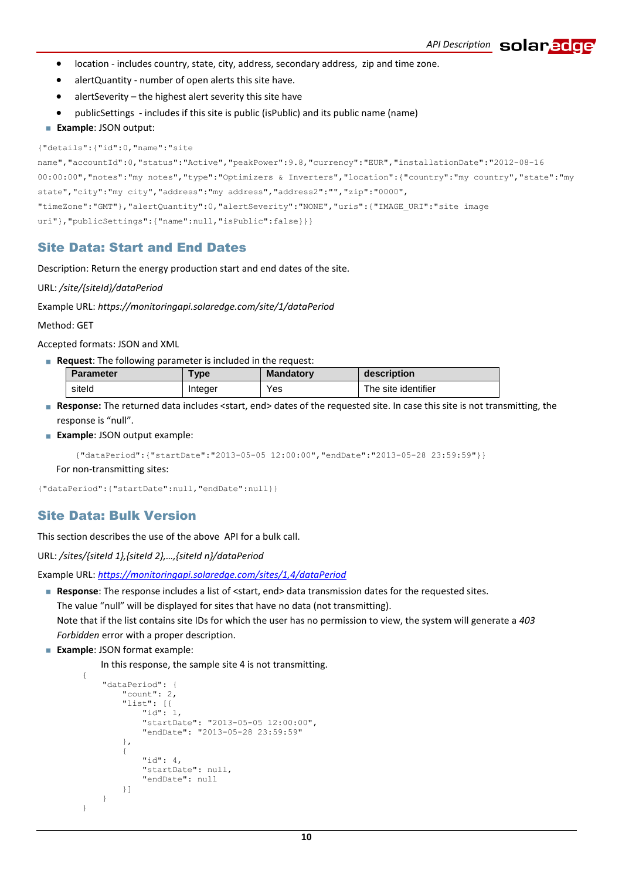- location - includes country, state, city, address, secondary address, zip and time zone.
- alertQuantity - number of open alerts this site have.
- alertSeverity – the highest alert severity this site have
- publicSettings - includes if this site is public (isPublic) and its public name (name)

- **Example**: JSON output:

```
{"details":{"id":0,"name":"site name","accountId":0,"status":"Active","peakPower":9.8,"currency":"EUR","installationDate":"2012-08-16 00:00:00","notes":"my notes","type":"Optimizers & Inverters","location":{"country":"my country","state":"my state","city":"my city","address":"my address","address2":"","zip":"0000", "timeZone":"GMT"},"alertQuantity":0,"alertSeverity":"NONE","uris":{"IMAGE_URI":"site image uri"},"publicSettings":{"name":null,"isPublic":false}}}
```

## Site Data: Start and End Dates

Description: Return the energy production start and end dates of the site.

URL: */site/{siteId}/dataPeriod*

Example URL: *https://monitoringapi.solaredge.com/site/1/dataPeriod*

Method: GET

Accepted formats: JSON and XML

- **Request**: The following parameter is included in the request:

| Parameter | Type | Mandatory | description |
|---|---|---|---|
| siteId | Integer | Yes | The site identifier |

- **Response:** The returned data includes <start, end> dates of the requested site. In case this site is not transmitting, the response is "null".
- **Example**: JSON output example:

```
{"dataPeriod":{"startDate":"2013-05-05 12:00:00","endDate":"2013-05-28 23:59:59"}}
```

For non-transmitting sites:

```
{"dataPeriod":{"startDate":null,"endDate":null}}
```

## Site Data: Bulk Version

This section describes the use of the above API for a bulk call.

URL: */sites/{siteId 1},{siteId 2},…,{siteId n}/dataPeriod*

Example URL: *https://monitoringapi.solaredge.com/sites/1,4/dataPeriod*

- **Response**: The response includes a list of <start, end> data transmission dates for the requested sites.
  The value "null" will be displayed for sites that have no data (not transmitting).
  Note that if the list contains site IDs for which the user has no permission to view, the system will generate a *403 Forbidden* error with a proper description.
- **Example**: JSON format example:

  In this response, the sample site 4 is not transmitting.

```
{
    "dataPeriod": {
        "count": 2,
        "list": [{
            "id": 1,
            "startDate": "2013-05-05 12:00:00",
            "endDate": "2013-05-28 23:59:59"
        },
        {
            "id": 4,
            "startDate": null,
            "endDate": null
        }]
    }
}
```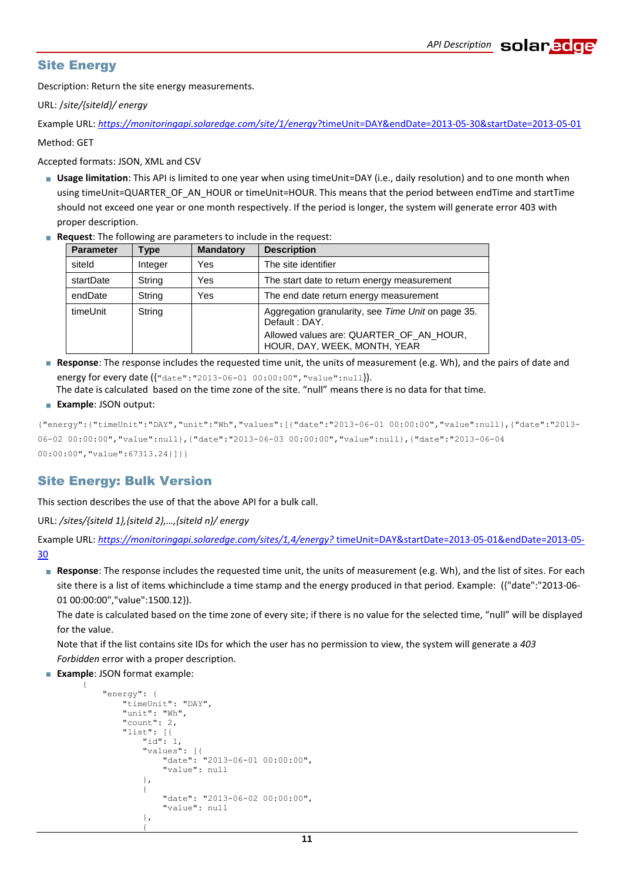## Site Energy

Description: Return the site energy measurements.

URL: */site/{siteId}/ energy*

Example URL: *https://monitoringapi.solaredge.com/site/1/energy*?timeUnit=DAY&endDate=2013-05-30&startDate=2013-05-01

Method: GET

Accepted formats: JSON, XML and CSV

- **Usage limitation**: This API is limited to one year when using timeUnit=DAY (i.e., daily resolution) and to one month when using timeUnit=QUARTER_OF_AN_HOUR or timeUnit=HOUR. This means that the period between endTime and startTime should not exceed one year or one month respectively. If the period is longer, the system will generate error 403 with proper description.
- **Request**: The following are parameters to include in the request:

| Parameter | Type | Mandatory | Description |
|---|---|---|---|
| siteId | Integer | Yes | The site identifier |
| startDate | String | Yes | The start date to return energy measurement |
| endDate | String | Yes | The end date return energy measurement |
| timeUnit | String | | Aggregation granularity, see *Time Unit* on page 35. Default : DAY. Allowed values are: QUARTER_OF_AN_HOUR, HOUR, DAY, WEEK, MONTH, YEAR |

- **Response**: The response includes the requested time unit, the units of measurement (e.g. Wh), and the pairs of date and energy for every date ({"date":"2013-06-01 00:00:00","value":null}).
  The date is calculated based on the time zone of the site. "null" means there is no data for that time.
- **Example**: JSON output:

```
{"energy":{"timeUnit":"DAY","unit":"Wh","values":[{"date":"2013-06-01 00:00:00","value":null},{"date":"2013-06-02 00:00:00","value":null},{"date":"2013-06-03 00:00:00","value":null},{"date":"2013-06-04 00:00:00","value":67313.24}]}}
```

## Site Energy: Bulk Version

This section describes the use of that the above API for a bulk call.

URL: */sites/{siteId 1},{siteId 2},…,{siteId n}/ energy*

Example URL: *https://monitoringapi.solaredge.com/sites/1,4/energy?* timeUnit=DAY&startDate=2013-05-01&endDate=2013-05-30

- **Response**: The response includes the requested time unit, the units of measurement (e.g. Wh), and the list of sites. For each site there is a list of items whichinclude a time stamp and the energy produced in that period. Example: ({"date":"2013-06-01 00:00:00","value":1500.12}).
  The date is calculated based on the time zone of every site; if there is no value for the selected time, "null" will be displayed for the value.
  Note that if the list contains site IDs for which the user has no permission to view, the system will generate a *403 Forbidden* error with a proper description.
- **Example**: JSON format example:

```
{
    "energy": {
        "timeUnit": "DAY",
        "unit": "Wh",
        "count": 2,
        "list": [{
            "id": 1,
            "values": [{
                "date": "2013-06-01 00:00:00",
                "value": null
            },
            {
                "date": "2013-06-02 00:00:00",
                "value": null
            },
            {
```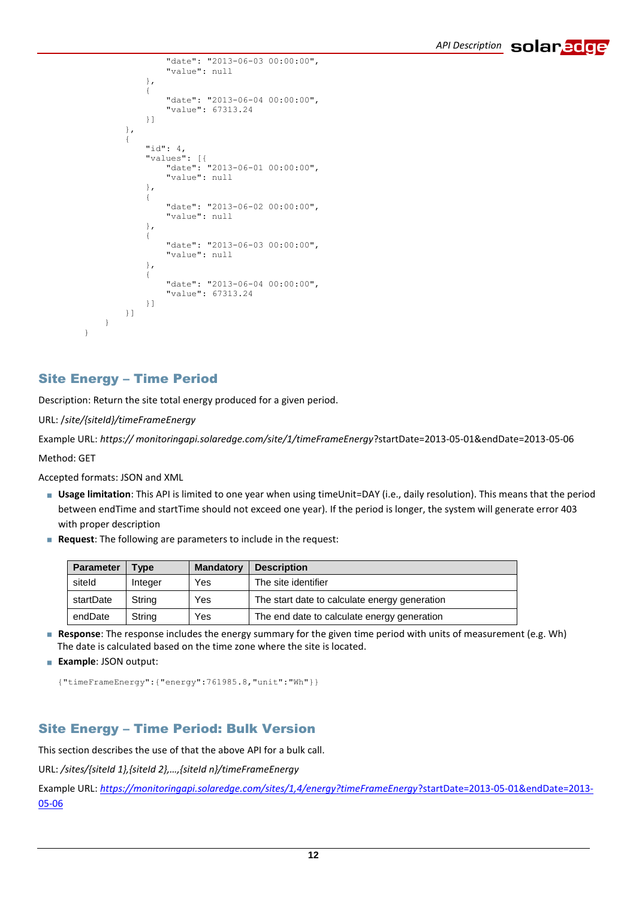```
                    "date": "2013-06-03 00:00:00",
                    "value": null
                },
                {
                    "date": "2013-06-04 00:00:00",
                    "value": 67313.24
                }]
            },
            {
                "id": 4,
                "values": [{
                    "date": "2013-06-01 00:00:00",
                    "value": null
                },
                {
                    "date": "2013-06-02 00:00:00",
                    "value": null
                },
                {
                    "date": "2013-06-03 00:00:00",
                    "value": null
                },
                {
                    "date": "2013-06-04 00:00:00",
                    "value": 67313.24
                }]
            }]
        }
    }
```

## Site Energy – Time Period

Description: Return the site total energy produced for a given period.

URL: */site/{siteId}/timeFrameEnergy*

Example URL: *https:// monitoringapi.solaredge.com/site/1/timeFrameEnergy*?startDate=2013-05-01&endDate=2013-05-06

Method: GET

Accepted formats: JSON and XML

- **Usage limitation**: This API is limited to one year when using timeUnit=DAY (i.e., daily resolution). This means that the period between endTime and startTime should not exceed one year). If the period is longer, the system will generate error 403 with proper description
- **Request**: The following are parameters to include in the request:

| Parameter | Type | Mandatory | Description |
|---|---|---|---|
| siteId | Integer | Yes | The site identifier |
| startDate | String | Yes | The start date to calculate energy generation |
| endDate | String | Yes | The end date to calculate energy generation |

- **Response**: The response includes the energy summary for the given time period with units of measurement (e.g. Wh) The date is calculated based on the time zone where the site is located.
- **Example**: JSON output:

```
{"timeFrameEnergy":{"energy":761985.8,"unit":"Wh"}}
```

## Site Energy – Time Period: Bulk Version

This section describes the use of that the above API for a bulk call.

URL: */sites/{siteId 1},{siteId 2},…,{siteId n}/timeFrameEnergy*

Example URL: *https://monitoringapi.solaredge.com/sites/1,4/energy?timeFrameEnergy*?startDate=2013-05-01&endDate=2013-05-06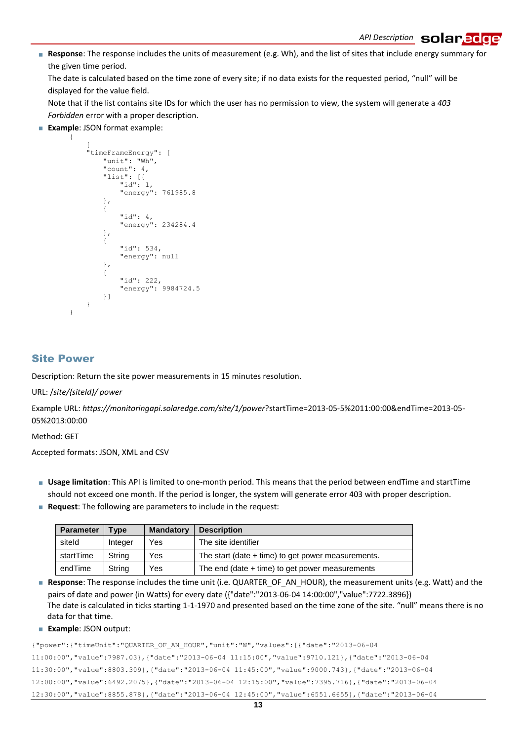- **Response**: The response includes the units of measurement (e.g. Wh), and the list of sites that include energy summary for the given time period.
  The date is calculated based on the time zone of every site; if no data exists for the requested period, "null" will be displayed for the value field.
  Note that if the list contains site IDs for which the user has no permission to view, the system will generate a *403 Forbidden* error with a proper description.
- **Example**: JSON format example:

```
{
    {
    "timeFrameEnergy": {
        "unit": "Wh",
        "count": 4,
        "list": [{
            "id": 1,
            "energy": 761985.8
        },
        {
            "id": 4,
            "energy": 234284.4
        },
        {
            "id": 534,
            "energy": null
        },
        {
            "id": 222,
            "energy": 9984724.5
        }]
    }
}
```

## Site Power

Description: Return the site power measurements in 15 minutes resolution.

URL: */site/{siteId}/ power*

Example URL: *https://monitoringapi.solaredge.com/site/1/power*?startTime=2013-05-5%2011:00:00&endTime=2013-05-05%2013:00:00

Method: GET

Accepted formats: JSON, XML and CSV

- **Usage limitation**: This API is limited to one-month period. This means that the period between endTime and startTime should not exceed one month. If the period is longer, the system will generate error 403 with proper description.
- **Request**: The following are parameters to include in the request:

| Parameter | Type | Mandatory | Description |
|---|---|---|---|
| siteId | Integer | Yes | The site identifier |
| startTime | String | Yes | The start (date + time) to get power measurements. |
| endTime | String | Yes | The end (date + time) to get power measurements |

- **Response**: The response includes the time unit (i.e. QUARTER_OF_AN_HOUR), the measurement units (e.g. Watt) and the pairs of date and power (in Watts) for every date ({"date":"2013-06-04 14:00:00","value":7722.3896})
  The date is calculated in ticks starting 1-1-1970 and presented based on the time zone of the site. "null" means there is no data for that time.
- **Example**: JSON output:

```
{"power":{"timeUnit":"QUARTER_OF_AN_HOUR","unit":"W","values":[{"date":"2013-06-04
11:00:00","value":7987.03},{"date":"2013-06-04 11:15:00","value":9710.121},{"date":"2013-06-04
11:30:00","value":8803.309},{"date":"2013-06-04 11:45:00","value":9000.743},{"date":"2013-06-04
12:00:00","value":6492.2075},{"date":"2013-06-04 12:15:00","value":7395.716},{"date":"2013-06-04
12:30:00","value":8855.878},{"date":"2013-06-04 12:45:00","value":6551.6655},{"date":"2013-06-04
```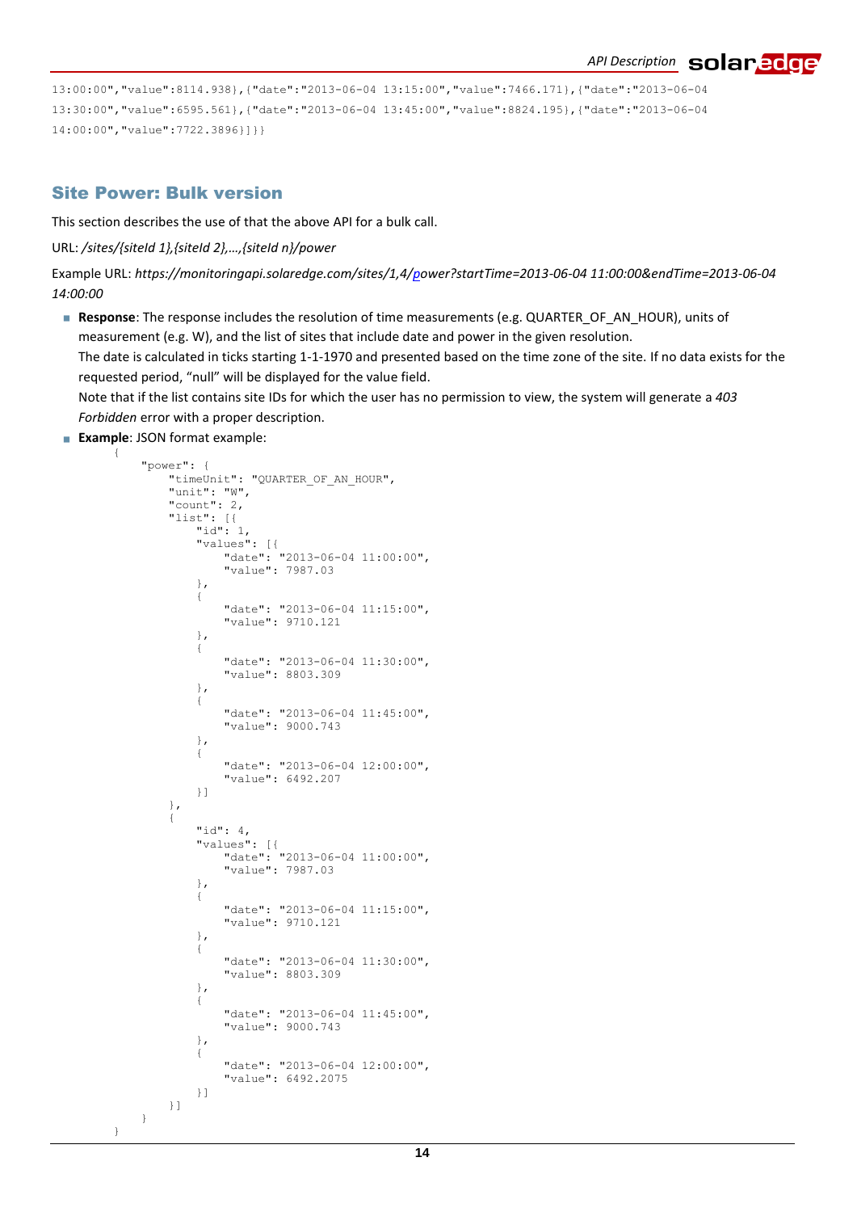```
13:00:00","value":8114.938},{"date":"2013-06-04 13:15:00","value":7466.171},{"date":"2013-06-04
13:30:00","value":6595.561},{"date":"2013-06-04 13:45:00","value":8824.195},{"date":"2013-06-04
14:00:00","value":7722.3896}]}}
```

## Site Power: Bulk version

This section describes the use of that the above API for a bulk call.

URL: */sites/{siteId 1},{siteId 2},…,{siteId n}/power*

Example URL: *https://monitoringapi.solaredge.com/sites/1,4/power?startTime=2013-06-04 11:00:00&endTime=2013-06-04 14:00:00*

- **Response**: The response includes the resolution of time measurements (e.g. QUARTER_OF_AN_HOUR), units of measurement (e.g. W), and the list of sites that include date and power in the given resolution.
  The date is calculated in ticks starting 1-1-1970 and presented based on the time zone of the site. If no data exists for the requested period, "null" will be displayed for the value field.
  Note that if the list contains site IDs for which the user has no permission to view, the system will generate a *403 Forbidden* error with a proper description.
- **Example**: JSON format example:

```
{
    "power": {
        "timeUnit": "QUARTER_OF_AN_HOUR",
        "unit": "W",
        "count": 2,
        "list": [{
            "id": 1,
            "values": [{
                "date": "2013-06-04 11:00:00",
                "value": 7987.03
            },
            {
                "date": "2013-06-04 11:15:00",
                "value": 9710.121
            },
            {
                "date": "2013-06-04 11:30:00",
                "value": 8803.309
            },
            {
                "date": "2013-06-04 11:45:00",
                "value": 9000.743
            },
            {
                "date": "2013-06-04 12:00:00",
                "value": 6492.207
            }]
        },
        {
            "id": 4,
            "values": [{
                "date": "2013-06-04 11:00:00",
                "value": 7987.03
            },
            {
                "date": "2013-06-04 11:15:00",
                "value": 9710.121
            },
            {
                "date": "2013-06-04 11:30:00",
                "value": 8803.309
            },
            {
                "date": "2013-06-04 11:45:00",
                "value": 9000.743
            },
            {
                "date": "2013-06-04 12:00:00",
                "value": 6492.2075
            }]
        }]
    }
}
```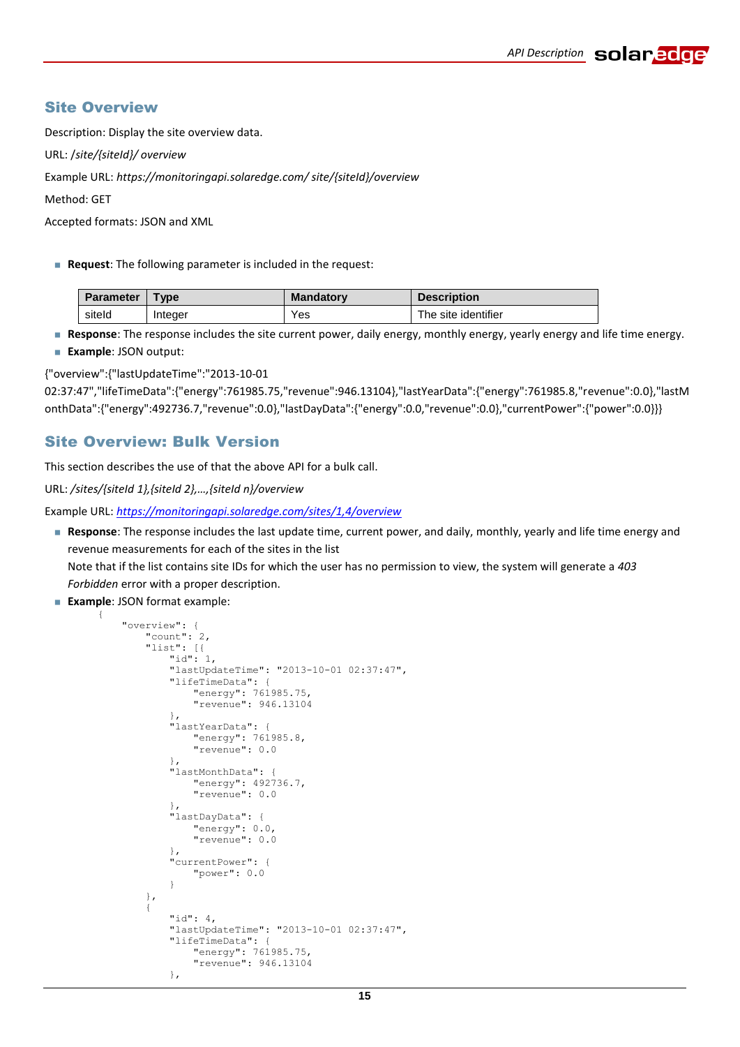## Site Overview

Description: Display the site overview data.

URL: */site/{siteId}/ overview*

Example URL: *https://monitoringapi.solaredge.com/ site/{siteId}/overview*

Method: GET

Accepted formats: JSON and XML

- **Request**: The following parameter is included in the request:

| Parameter | Type | Mandatory | Description |
|---|---|---|---|
| siteId | Integer | Yes | The site identifier |

- **Response**: The response includes the site current power, daily energy, monthly energy, yearly energy and life time energy.
- **Example**: JSON output:

{"overview":{"lastUpdateTime":"2013-10-01 02:37:47","lifeTimeData":{"energy":761985.75,"revenue":946.13104},"lastYearData":{"energy":761985.8,"revenue":0.0},"lastMonthData":{"energy":492736.7,"revenue":0.0},"lastDayData":{"energy":0.0,"revenue":0.0},"currentPower":{"power":0.0}}}

## Site Overview: Bulk Version

This section describes the use of that the above API for a bulk call.

URL: */sites/{siteId 1},{siteId 2},…,{siteId n}/overview*

Example URL: *https://monitoringapi.solaredge.com/sites/1,4/overview*

- **Response**: The response includes the last update time, current power, and daily, monthly, yearly and life time energy and revenue measurements for each of the sites in the list
  Note that if the list contains site IDs for which the user has no permission to view, the system will generate a *403 Forbidden* error with a proper description.
- **Example**: JSON format example:

```
{
    "overview": {
        "count": 2,
        "list": [{
            "id": 1,
            "lastUpdateTime": "2013-10-01 02:37:47",
            "lifeTimeData": {
                "energy": 761985.75,
                "revenue": 946.13104
            },
            "lastYearData": {
                "energy": 761985.8,
                "revenue": 0.0
            },
            "lastMonthData": {
                "energy": 492736.7,
                "revenue": 0.0
            },
            "lastDayData": {
                "energy": 0.0,
                "revenue": 0.0
            },
            "currentPower": {
                "power": 0.0
            }
        },
        {
            "id": 4,
            "lastUpdateTime": "2013-10-01 02:37:47",
            "lifeTimeData": {
                "energy": 761985.75,
                "revenue": 946.13104
            },
```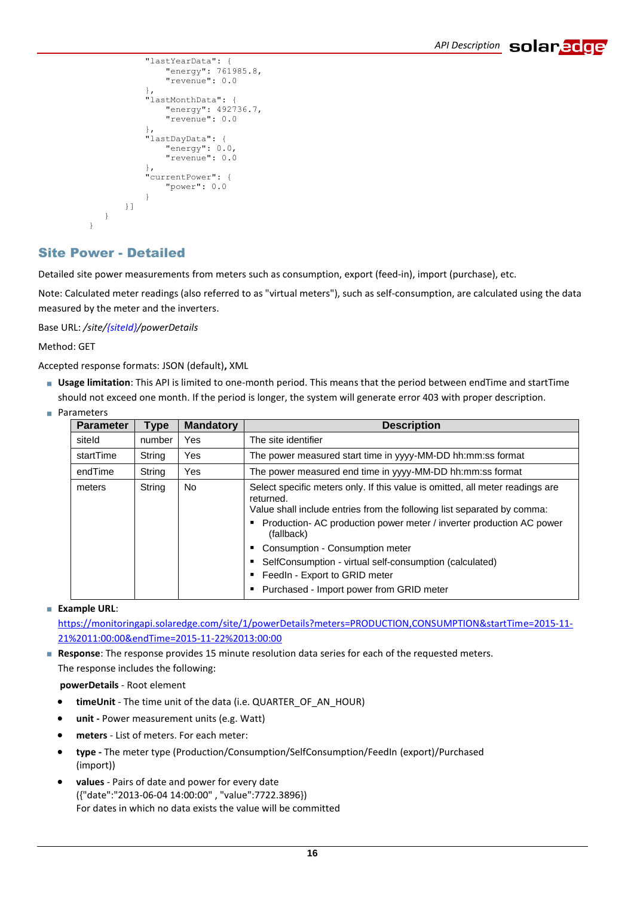```
                "lastYearData": {
                    "energy": 761985.8,
                    "revenue": 0.0
                },
                "lastMonthData": {
                    "energy": 492736.7,
                    "revenue": 0.0
                },
                "lastDayData": {
                    "energy": 0.0,
                    "revenue": 0.0
                },
                "currentPower": {
                    "power": 0.0
                }
            }]
        }
    }
```

## Site Power - Detailed

Detailed site power measurements from meters such as consumption, export (feed-in), import (purchase), etc.

Note: Calculated meter readings (also referred to as "virtual meters"), such as self-consumption, are calculated using the data measured by the meter and the inverters.

Base URL: */site/{siteId}/powerDetails*

Method: GET

Accepted response formats: JSON (default), XML

- **Usage limitation**: This API is limited to one-month period. This means that the period between endTime and startTime should not exceed one month. If the period is longer, the system will generate error 403 with proper description.
- Parameters

| Parameter | Type | Mandatory | Description |
|---|---|---|---|
| siteId | number | Yes | The site identifier |
| startTime | String | Yes | The power measured start time in yyyy-MM-DD hh:mm:ss format |
| endTime | String | Yes | The power measured end time in yyyy-MM-DD hh:mm:ss format |
| meters | String | No | Select specific meters only. If this value is omitted, all meter readings are returned. Value shall include entries from the following list separated by comma: ▪ Production- AC production power meter / inverter production AC power (fallback) ▪ Consumption - Consumption meter ▪ SelfConsumption - virtual self-consumption (calculated) ▪ FeedIn - Export to GRID meter ▪ Purchased - Import power from GRID meter |

- **Example URL**: https://monitoringapi.solaredge.com/site/1/powerDetails?meters=PRODUCTION,CONSUMPTION&startTime=2015-11-21%2011:00:00&endTime=2015-11-22%2013:00:00
- **Response**: The response provides 15 minute resolution data series for each of the requested meters. The response includes the following:

  **powerDetails** - Root element

  - **timeUnit** - The time unit of the data (i.e. QUARTER_OF_AN_HOUR)
  - **unit -** Power measurement units (e.g. Watt)
  - **meters** - List of meters. For each meter:
  - **type -** The meter type (Production/Consumption/SelfConsumption/FeedIn (export)/Purchased (import))
  - **values** - Pairs of date and power for every date ({"date":"2013-06-04 14:00:00" , "value":7722.3896}) For dates in which no data exists the value will be committed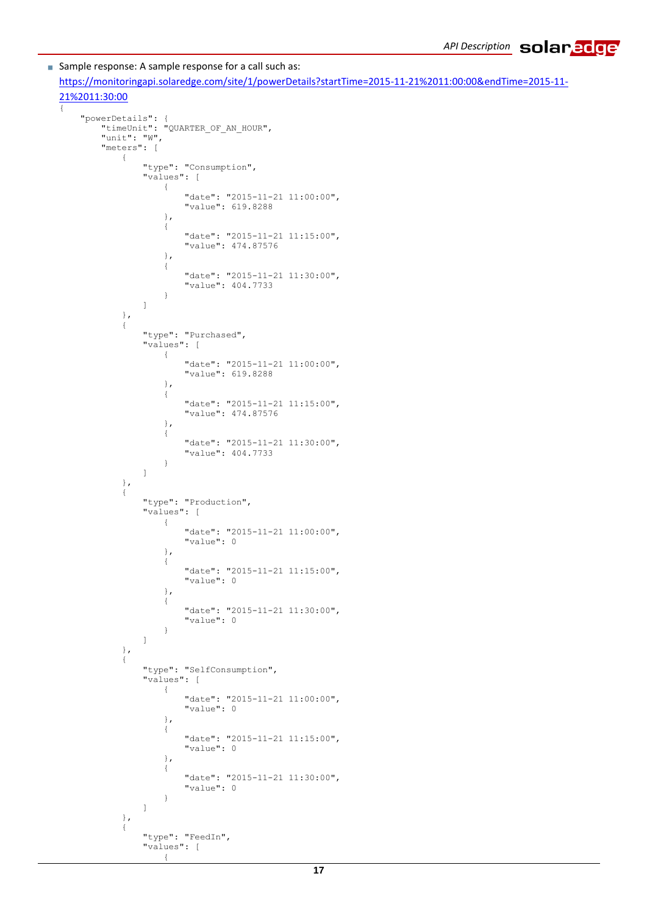- Sample response: A sample response for a call such as: https://monitoringapi.solaredge.com/site/1/powerDetails?startTime=2015-11-21%2011:00:00&endTime=2015-11-21%2011:30:00

```
{
    "powerDetails": {
        "timeUnit": "QUARTER_OF_AN_HOUR",
        "unit": "W",
        "meters": [
            {
                "type": "Consumption",
                "values": [
                    {
                        "date": "2015-11-21 11:00:00",
                        "value": 619.8288
                    },
                    {
                        "date": "2015-11-21 11:15:00",
                        "value": 474.87576
                    },
                    {
                        "date": "2015-11-21 11:30:00",
                        "value": 404.7733
                    }
                ]
            },
            {
                "type": "Purchased",
                "values": [
                    {
                        "date": "2015-11-21 11:00:00",
                        "value": 619.8288
                    },
                    {
                        "date": "2015-11-21 11:15:00",
                        "value": 474.87576
                    },
                    {
                        "date": "2015-11-21 11:30:00",
                        "value": 404.7733
                    }
                ]
            },
            {
                "type": "Production",
                "values": [
                    {
                        "date": "2015-11-21 11:00:00",
                        "value": 0
                    },
                    {
                        "date": "2015-11-21 11:15:00",
                        "value": 0
                    },
                    {
                        "date": "2015-11-21 11:30:00",
                        "value": 0
                    }
                ]
            },
            {
                "type": "SelfConsumption",
                "values": [
                    {
                        "date": "2015-11-21 11:00:00",
                        "value": 0
                    },
                    {
                        "date": "2015-11-21 11:15:00",
                        "value": 0
                    },
                    {
                        "date": "2015-11-21 11:30:00",
                        "value": 0
                    }
                ]
            },
            {
                "type": "FeedIn",
                "values": [
                    {
```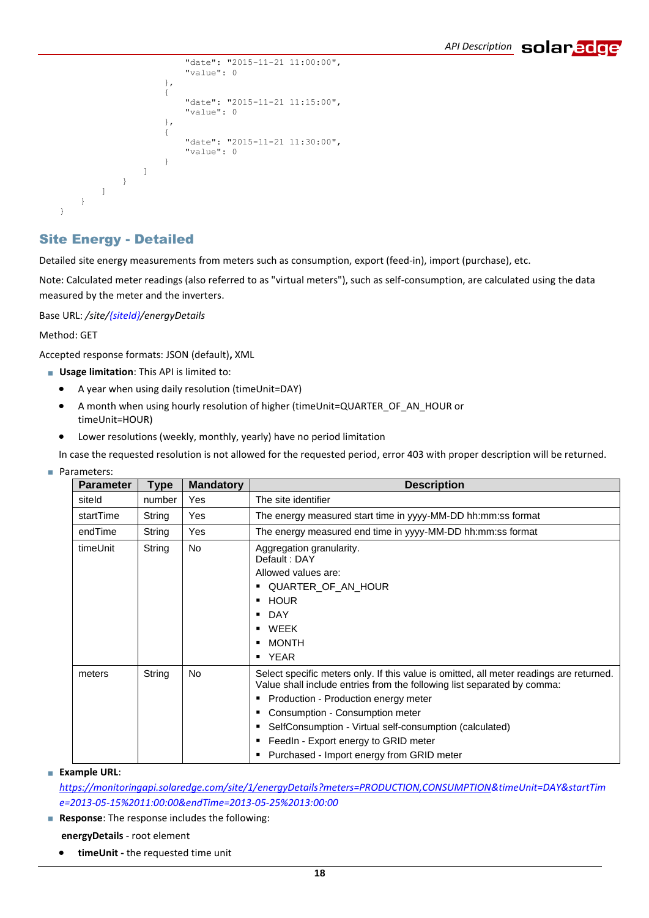```
                    "date": "2015-11-21 11:00:00",
                    "value": 0
                },
                {
                    "date": "2015-11-21 11:15:00",
                    "value": 0
                },
                {
                    "date": "2015-11-21 11:30:00",
                    "value": 0
                }
              ]
            }
          ]
        }
    }
```

## Site Energy - Detailed

Detailed site energy measurements from meters such as consumption, export (feed-in), import (purchase), etc.

Note: Calculated meter readings (also referred to as "virtual meters"), such as self-consumption, are calculated using the data measured by the meter and the inverters.

Base URL: */site/{siteId}/energyDetails*

Method: GET

Accepted response formats: JSON (default)**,** XML

- **Usage limitation**: This API is limited to:
  - A year when using daily resolution (timeUnit=DAY)
  - A month when using hourly resolution of higher (timeUnit=QUARTER_OF_AN_HOUR or timeUnit=HOUR)
  - Lower resolutions (weekly, monthly, yearly) have no period limitation

  In case the requested resolution is not allowed for the requested period, error 403 with proper description will be returned.

- Parameters:

| Parameter | Type | Mandatory | Description |
|---|---|---|---|
| siteId | number | Yes | The site identifier |
| startTime | String | Yes | The energy measured start time in yyyy-MM-DD hh:mm:ss format |
| endTime | String | Yes | The energy measured end time in yyyy-MM-DD hh:mm:ss format |
| timeUnit | String | No | Aggregation granularity.<br>Default : DAY<br>Allowed values are:<br>▪ QUARTER_OF_AN_HOUR<br>▪ HOUR<br>▪ DAY<br>▪ WEEK<br>▪ MONTH<br>▪ YEAR |
| meters | String | No | Select specific meters only. If this value is omitted, all meter readings are returned. Value shall include entries from the following list separated by comma:<br>▪ Production - Production energy meter<br>▪ Consumption - Consumption meter<br>▪ SelfConsumption - Virtual self-consumption (calculated)<br>▪ FeedIn - Export energy to GRID meter<br>▪ Purchased - Import energy from GRID meter |

- **Example URL**:

  *https://monitoringapi.solaredge.com/site/1/energyDetails?meters=PRODUCTION,CONSUMPTION&timeUnit=DAY&startTime=2013-05-15%2011:00:00&endTime=2013-05-25%2013:00:00*

- **Response**: The response includes the following:

  **energyDetails** - root element

  - **timeUnit -** the requested time unit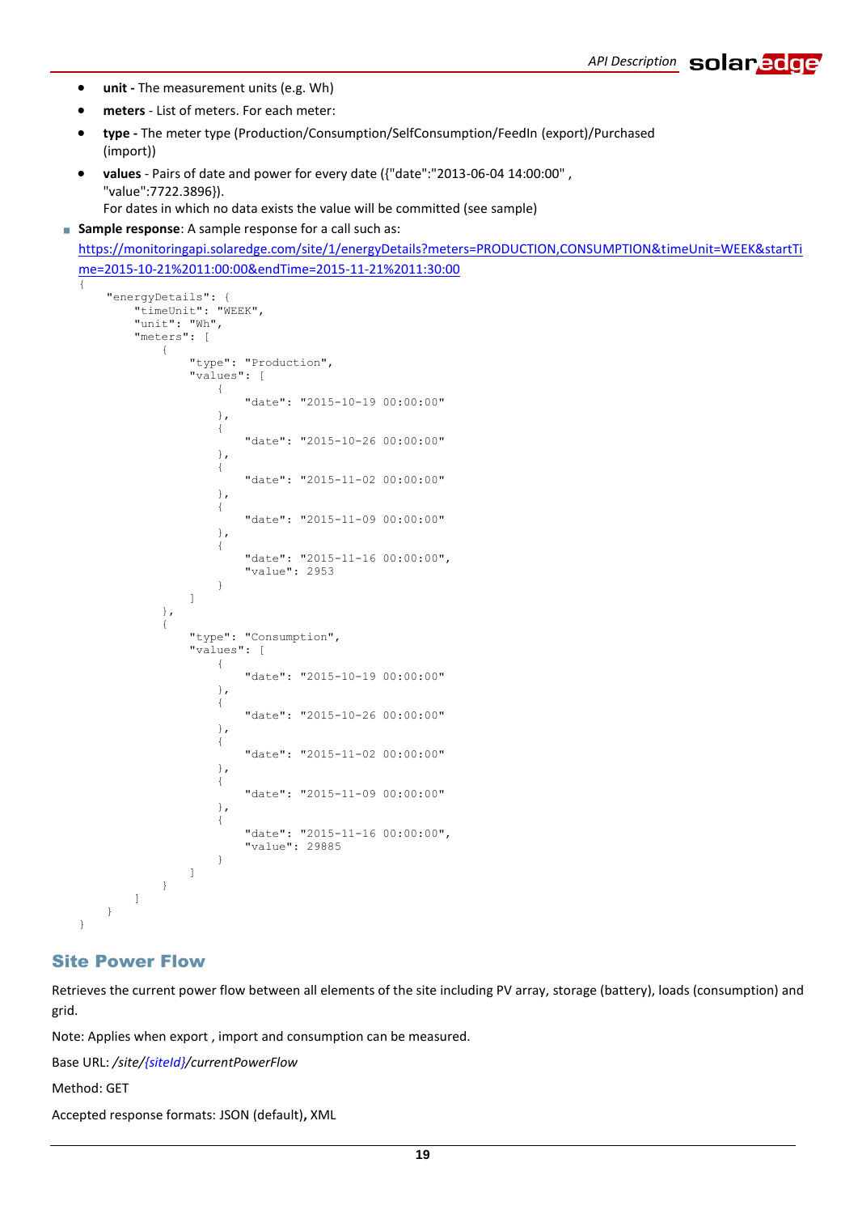- **unit -** The measurement units (e.g. Wh)
- **meters** - List of meters. For each meter:
- **type -** The meter type (Production/Consumption/SelfConsumption/FeedIn (export)/Purchased (import))
- **values** - Pairs of date and power for every date ({"date":"2013-06-04 14:00:00" , "value":7722.3896}).
  For dates in which no data exists the value will be committed (see sample)

- **Sample response**: A sample response for a call such as:
  https://monitoringapi.solaredge.com/site/1/energyDetails?meters=PRODUCTION,CONSUMPTION&timeUnit=WEEK&startTime=2015-10-21%2011:00:00&endTime=2015-11-21%2011:30:00

```
{
    "energyDetails": {
        "timeUnit": "WEEK",
        "unit": "Wh",
        "meters": [
            {
                "type": "Production",
                "values": [
                    {
                        "date": "2015-10-19 00:00:00"
                    },
                    {
                        "date": "2015-10-26 00:00:00"
                    },
                    {
                        "date": "2015-11-02 00:00:00"
                    },
                    {
                        "date": "2015-11-09 00:00:00"
                    },
                    {
                        "date": "2015-11-16 00:00:00",
                        "value": 2953
                    }
                ]
            },
            {
                "type": "Consumption",
                "values": [
                    {
                        "date": "2015-10-19 00:00:00"
                    },
                    {
                        "date": "2015-10-26 00:00:00"
                    },
                    {
                        "date": "2015-11-02 00:00:00"
                    },
                    {
                        "date": "2015-11-09 00:00:00"
                    },
                    {
                        "date": "2015-11-16 00:00:00",
                        "value": 29885
                    }
                ]
            }
        ]
    }
}
```

## Site Power Flow

Retrieves the current power flow between all elements of the site including PV array, storage (battery), loads (consumption) and grid.

Note: Applies when export , import and consumption can be measured.

Base URL: */site/{siteId}/currentPowerFlow*

Method: GET

Accepted response formats: JSON (default)**,** XML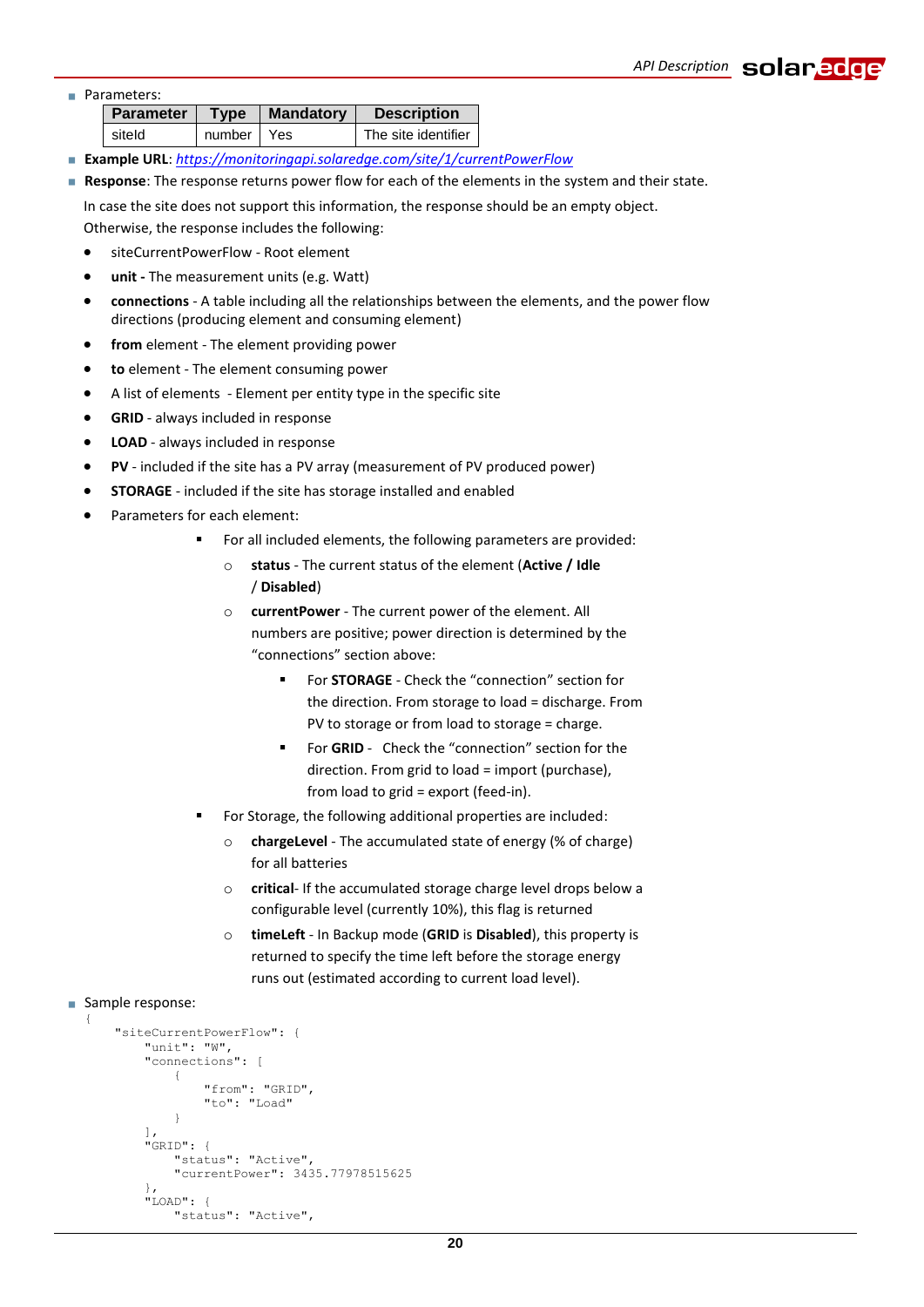- Parameters:

| Parameter | Type | Mandatory | Description |
|---|---|---|---|
| siteId | number | Yes | The site identifier |

- **Example URL**: https://monitoringapi.solaredge.com/site/1/currentPowerFlow
- **Response**: The response returns power flow for each of the elements in the system and their state.

  In case the site does not support this information, the response should be an empty object.
  Otherwise, the response includes the following:

  - siteCurrentPowerFlow - Root element
  - **unit -** The measurement units (e.g. Watt)
  - **connections** - A table including all the relationships between the elements, and the power flow directions (producing element and consuming element)
  - **from** element - The element providing power
  - **to** element - The element consuming power
  - A list of elements - Element per entity type in the specific site
  - **GRID** - always included in response
  - **LOAD** - always included in response
  - **PV** - included if the site has a PV array (measurement of PV produced power)
  - **STORAGE** - included if the site has storage installed and enabled
  - Parameters for each element:
    - For all included elements, the following parameters are provided:
      - **status** - The current status of the element (**Active / Idle / Disabled**)
      - **currentPower** - The current power of the element. All numbers are positive; power direction is determined by the “connections” section above:
        - For **STORAGE** - Check the “connection” section for the direction. From storage to load = discharge. From PV to storage or from load to storage = charge.
        - For **GRID** - Check the “connection” section for the direction. From grid to load = import (purchase), from load to grid = export (feed-in).
    - For Storage, the following additional properties are included:
      - **chargeLevel** - The accumulated state of energy (% of charge) for all batteries
      - **critical**- If the accumulated storage charge level drops below a configurable level (currently 10%), this flag is returned
      - **timeLeft** - In Backup mode (**GRID** is **Disabled**), this property is returned to specify the time left before the storage energy runs out (estimated according to current load level).

- Sample response:

```
{
    "siteCurrentPowerFlow": {
        "unit": "W",
        "connections": [
            {
                "from": "GRID",
                "to": "Load"
            }
        ],
        "GRID": {
            "status": "Active",
            "currentPower": 3435.77978515625
        },
        "LOAD": {
            "status": "Active",
```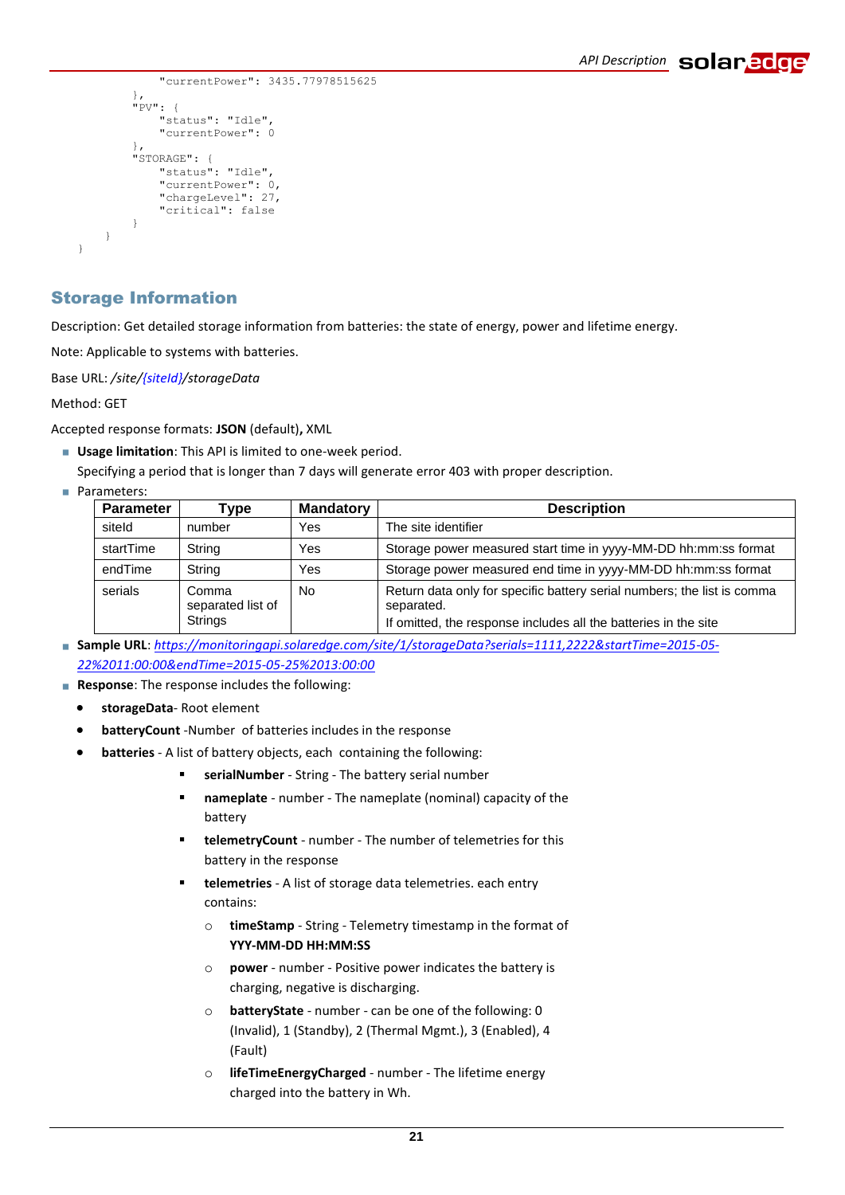```
            "currentPower": 3435.77978515625
        },
        "PV": {
            "status": "Idle",
            "currentPower": 0
        },
        "STORAGE": {
            "status": "Idle",
            "currentPower": 0,
            "chargeLevel": 27,
            "critical": false
        }
    }
}
```

## Storage Information

Description: Get detailed storage information from batteries: the state of energy, power and lifetime energy.

Note: Applicable to systems with batteries.

Base URL: */site/{siteId}/storageData*

Method: GET

Accepted response formats: **JSON** (default)**,** XML

- **Usage limitation**: This API is limited to one-week period.
  Specifying a period that is longer than 7 days will generate error 403 with proper description.
- Parameters:

| Parameter | Type | Mandatory | Description |
|---|---|---|---|
| siteId | number | Yes | The site identifier |
| startTime | String | Yes | Storage power measured start time in yyyy-MM-DD hh:mm:ss format |
| endTime | String | Yes | Storage power measured end time in yyyy-MM-DD hh:mm:ss format |
| serials | Comma separated list of Strings | No | Return data only for specific battery serial numbers; the list is comma separated. If omitted, the response includes all the batteries in the site |

- **Sample URL**: *https://monitoringapi.solaredge.com/site/1/storageData?serials=1111,2222&startTime=2015-05-22%2011:00:00&endTime=2015-05-25%2013:00:00*
- **Response**: The response includes the following:
  - **storageData**- Root element
  - **batteryCount** -Number of batteries includes in the response
  - **batteries** - A list of battery objects, each containing the following:
    - **serialNumber** - String - The battery serial number
    - **nameplate** - number - The nameplate (nominal) capacity of the battery
    - **telemetryCount** - number - The number of telemetries for this battery in the response
    - **telemetries** - A list of storage data telemetries. each entry contains:
      - **timeStamp** - String - Telemetry timestamp in the format of **YYY-MM-DD HH:MM:SS**
      - **power** - number - Positive power indicates the battery is charging, negative is discharging.
      - **batteryState** - number - can be one of the following: 0 (Invalid), 1 (Standby), 2 (Thermal Mgmt.), 3 (Enabled), 4 (Fault)
      - **lifeTimeEnergyCharged** - number - The lifetime energy charged into the battery in Wh.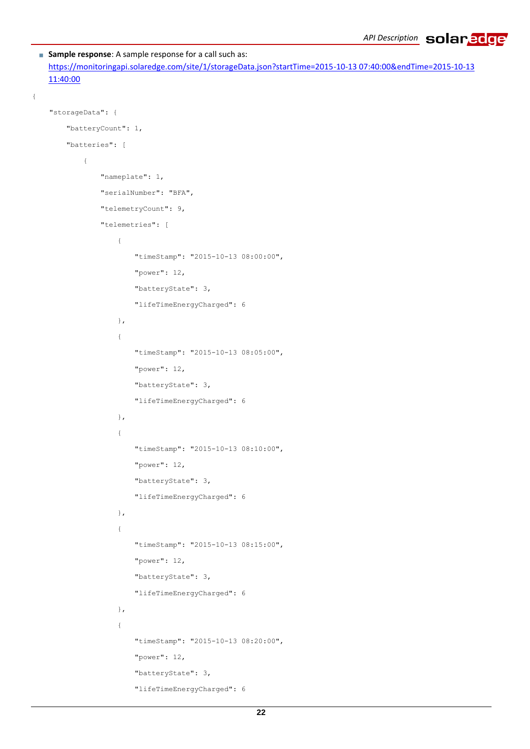- **Sample response**: A sample response for a call such as: [https://monitoringapi.solaredge.com/site/1/storageData.json?startTime=2015-10-13 07:40:00&endTime=2015-10-13 11:40:00](https://monitoringapi.solaredge.com/site/1/storageData.json?startTime=2015-10-13%2007:40:00&endTime=2015-10-13%2011:40:00)

```
{
    "storageData": {
        "batteryCount": 1,
        "batteries": [
            {
                "nameplate": 1,
                "serialNumber": "BFA",
                "telemetryCount": 9,
                "telemetries": [
                    {
                        "timeStamp": "2015-10-13 08:00:00",
                        "power": 12,
                        "batteryState": 3,
                        "lifeTimeEnergyCharged": 6
                    },
                    {
                        "timeStamp": "2015-10-13 08:05:00",
                        "power": 12,
                        "batteryState": 3,
                        "lifeTimeEnergyCharged": 6
                    },
                    {
                        "timeStamp": "2015-10-13 08:10:00",
                        "power": 12,
                        "batteryState": 3,
                        "lifeTimeEnergyCharged": 6
                    },
                    {
                        "timeStamp": "2015-10-13 08:15:00",
                        "power": 12,
                        "batteryState": 3,
                        "lifeTimeEnergyCharged": 6
                    },
                    {
                        "timeStamp": "2015-10-13 08:20:00",
                        "power": 12,
                        "batteryState": 3,
                        "lifeTimeEnergyCharged": 6
```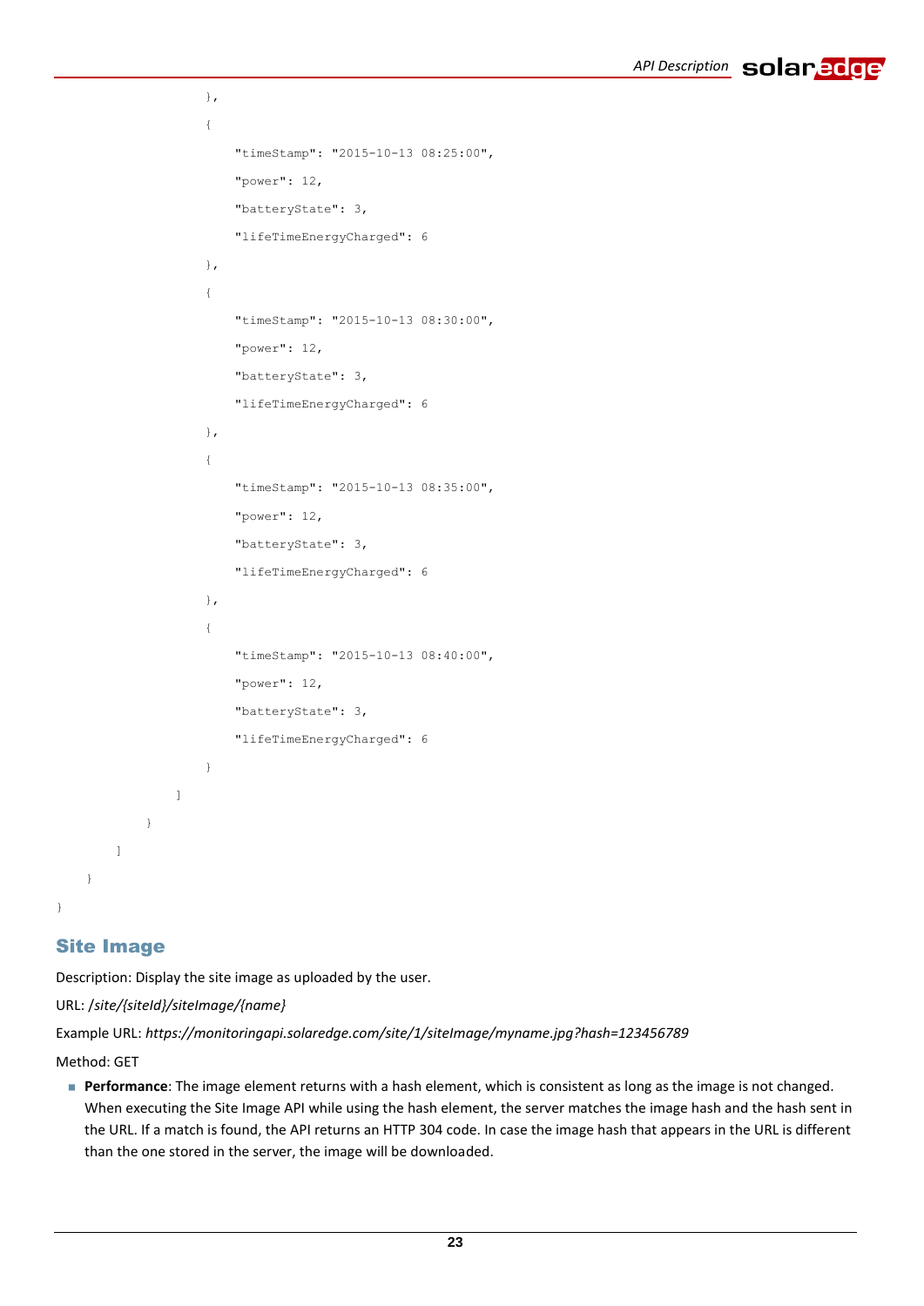```
                    },
                    {
                        "timeStamp": "2015-10-13 08:25:00",
                        "power": 12,
                        "batteryState": 3,
                        "lifeTimeEnergyCharged": 6
                    },
                    {
                        "timeStamp": "2015-10-13 08:30:00",
                        "power": 12,
                        "batteryState": 3,
                        "lifeTimeEnergyCharged": 6
                    },
                    {
                        "timeStamp": "2015-10-13 08:35:00",
                        "power": 12,
                        "batteryState": 3,
                        "lifeTimeEnergyCharged": 6
                    },
                    {
                        "timeStamp": "2015-10-13 08:40:00",
                        "power": 12,
                        "batteryState": 3,
                        "lifeTimeEnergyCharged": 6
                    }
                ]
            }
        ]
    }
}
```

## Site Image

Description: Display the site image as uploaded by the user.

URL: */site/{siteId}/siteImage/{name}*

Example URL: *https://monitoringapi.solaredge.com/site/1/siteImage/myname.jpg?hash=123456789*

Method: GET

- **Performance**: The image element returns with a hash element, which is consistent as long as the image is not changed. When executing the Site Image API while using the hash element, the server matches the image hash and the hash sent in the URL. If a match is found, the API returns an HTTP 304 code. In case the image hash that appears in the URL is different than the one stored in the server, the image will be downloaded.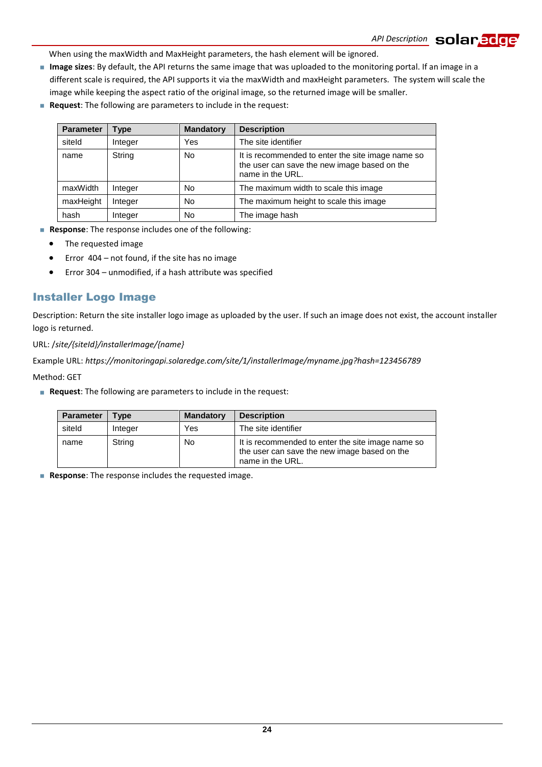When using the maxWidth and MaxHeight parameters, the hash element will be ignored.

- **Image sizes**: By default, the API returns the same image that was uploaded to the monitoring portal. If an image in a different scale is required, the API supports it via the maxWidth and maxHeight parameters. The system will scale the image while keeping the aspect ratio of the original image, so the returned image will be smaller.
- **Request**: The following are parameters to include in the request:

| Parameter | Type | Mandatory | Description |
|---|---|---|---|
| siteId | Integer | Yes | The site identifier |
| name | String | No | It is recommended to enter the site image name so the user can save the new image based on the name in the URL. |
| maxWidth | Integer | No | The maximum width to scale this image |
| maxHeight | Integer | No | The maximum height to scale this image |
| hash | Integer | No | The image hash |

- **Response**: The response includes one of the following:
  - The requested image
  - Error 404 – not found, if the site has no image
  - Error 304 – unmodified, if a hash attribute was specified

## Installer Logo Image

Description: Return the site installer logo image as uploaded by the user. If such an image does not exist, the account installer logo is returned.

URL: */site/{siteId}/installerImage/{name}*

Example URL: *https://monitoringapi.solaredge.com/site/1/installerImage/myname.jpg?hash=123456789*

Method: GET

- **Request**: The following are parameters to include in the request:

| Parameter | Type | Mandatory | Description |
|---|---|---|---|
| siteId | Integer | Yes | The site identifier |
| name | String | No | It is recommended to enter the site image name so the user can save the new image based on the name in the URL. |

- **Response**: The response includes the requested image.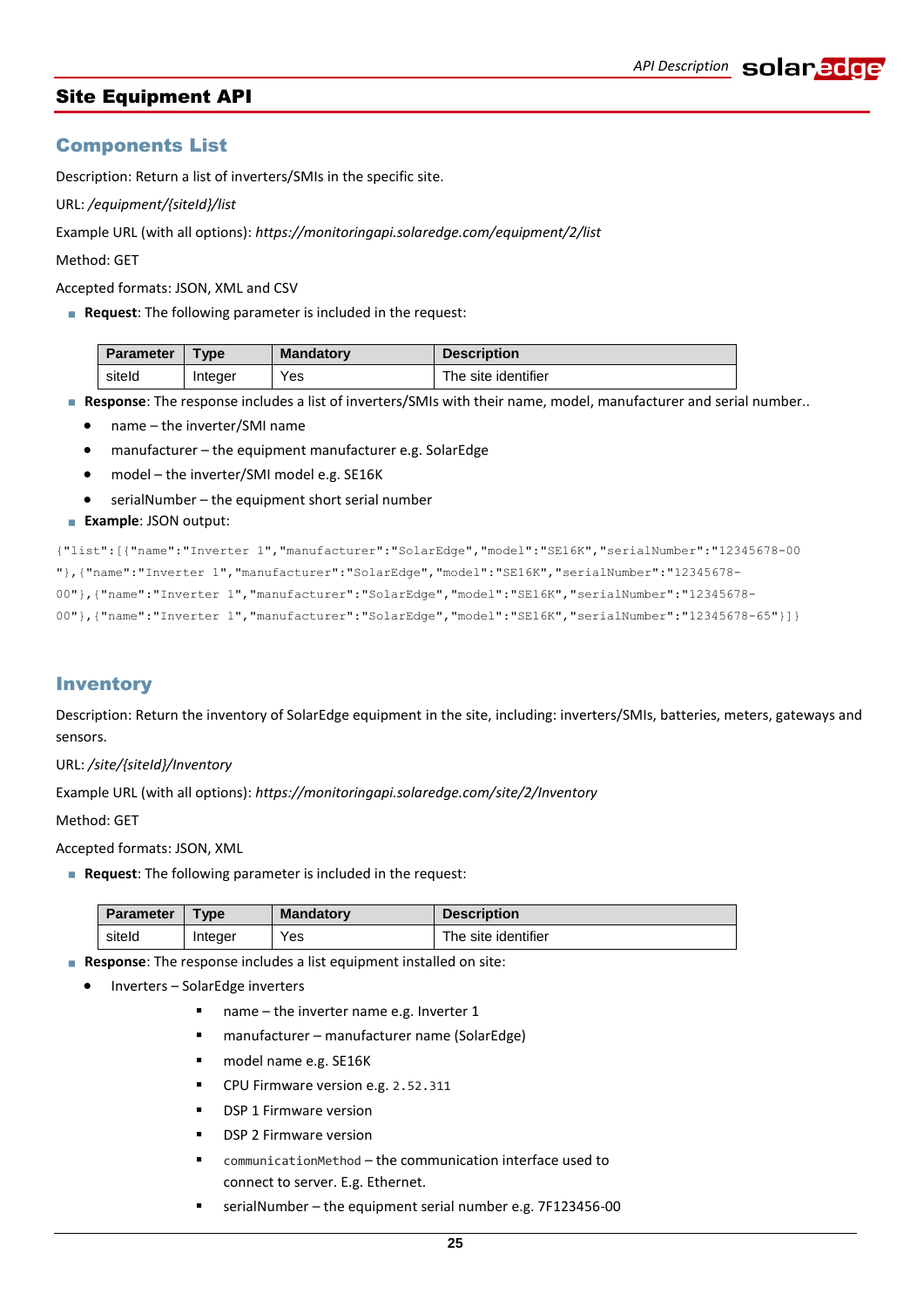# Site Equipment API

## Components List

Description: Return a list of inverters/SMIs in the specific site.

URL: */equipment/{siteId}/list*

Example URL (with all options): *https://monitoringapi.solaredge.com/equipment/2/list*

Method: GET

Accepted formats: JSON, XML and CSV

- **Request**: The following parameter is included in the request:

| Parameter | Type | Mandatory | Description |
|---|---|---|---|
| siteId | Integer | Yes | The site identifier |

- **Response**: The response includes a list of inverters/SMIs with their name, model, manufacturer and serial number..
  - name – the inverter/SMI name
  - manufacturer – the equipment manufacturer e.g. SolarEdge
  - model – the inverter/SMI model e.g. SE16K
  - serialNumber – the equipment short serial number
- **Example**: JSON output:

```
{"list":[{"name":"Inverter 1","manufacturer":"SolarEdge","model":"SE16K","serialNumber":"12345678-00
"},{"name":"Inverter 1","manufacturer":"SolarEdge","model":"SE16K","serialNumber":"12345678-
00"},{"name":"Inverter 1","manufacturer":"SolarEdge","model":"SE16K","serialNumber":"12345678-
00"},{"name":"Inverter 1","manufacturer":"SolarEdge","model":"SE16K","serialNumber":"12345678-65"}]}
```

## Inventory

Description: Return the inventory of SolarEdge equipment in the site, including: inverters/SMIs, batteries, meters, gateways and sensors.

URL: */site/{siteId}/Inventory*

Example URL (with all options): *https://monitoringapi.solaredge.com/site/2/Inventory*

Method: GET

Accepted formats: JSON, XML

- **Request**: The following parameter is included in the request:

| Parameter | Type | Mandatory | Description |
|---|---|---|---|
| siteId | Integer | Yes | The site identifier |

- **Response**: The response includes a list equipment installed on site:
  - Inverters – SolarEdge inverters
    - name – the inverter name e.g. Inverter 1
    - manufacturer – manufacturer name (SolarEdge)
    - model name e.g. SE16K
    - CPU Firmware version e.g. `2.52.311`
    - DSP 1 Firmware version
    - DSP 2 Firmware version
    - `communicationMethod` – the communication interface used to connect to server. E.g. Ethernet.
    - serialNumber – the equipment serial number e.g. 7F123456-00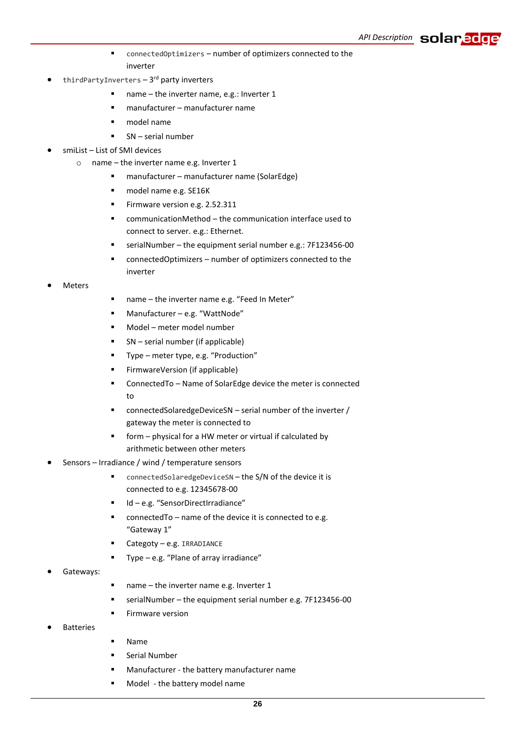- `connectedOptimizers` – number of optimizers connected to the inverter
- `thirdPartyInverters` – 3rd party inverters
        - name – the inverter name, e.g.: Inverter 1
        - manufacturer – manufacturer name
        - model name
        - SN – serial number
- smiList – List of SMI devices
    - name – the inverter name e.g. Inverter 1
        - manufacturer – manufacturer name (SolarEdge)
        - model name e.g. SE16K
        - Firmware version e.g. 2.52.311
        - communicationMethod – the communication interface used to connect to server. e.g.: Ethernet.
        - serialNumber – the equipment serial number e.g.: 7F123456-00
        - connectedOptimizers – number of optimizers connected to the inverter
- Meters
        - name – the inverter name e.g. "Feed In Meter"
        - Manufacturer – e.g. "WattNode"
        - Model – meter model number
        - SN – serial number (if applicable)
        - Type – meter type, e.g. "Production"
        - FirmwareVersion (if applicable)
        - ConnectedTo – Name of SolarEdge device the meter is connected to
        - connectedSolaredgeDeviceSN – serial number of the inverter / gateway the meter is connected to
        - form – physical for a HW meter or virtual if calculated by arithmetic between other meters
- Sensors – Irradiance / wind / temperature sensors
        - `connectedSolaredgeDeviceSN` – the S/N of the device it is connected to e.g. 12345678-00
        - Id – e.g. "SensorDirectIrradiance"
        - connectedTo – name of the device it is connected to e.g. "Gateway 1"
        - Categoty – e.g. `IRRADIANCE`
        - Type – e.g. "Plane of array irradiance"
- Gateways:
        - name – the inverter name e.g. Inverter 1
        - serialNumber – the equipment serial number e.g. 7F123456-00
        - Firmware version
- Batteries
        - Name
        - Serial Number
        - Manufacturer - the battery manufacturer name
        - Model - the battery model name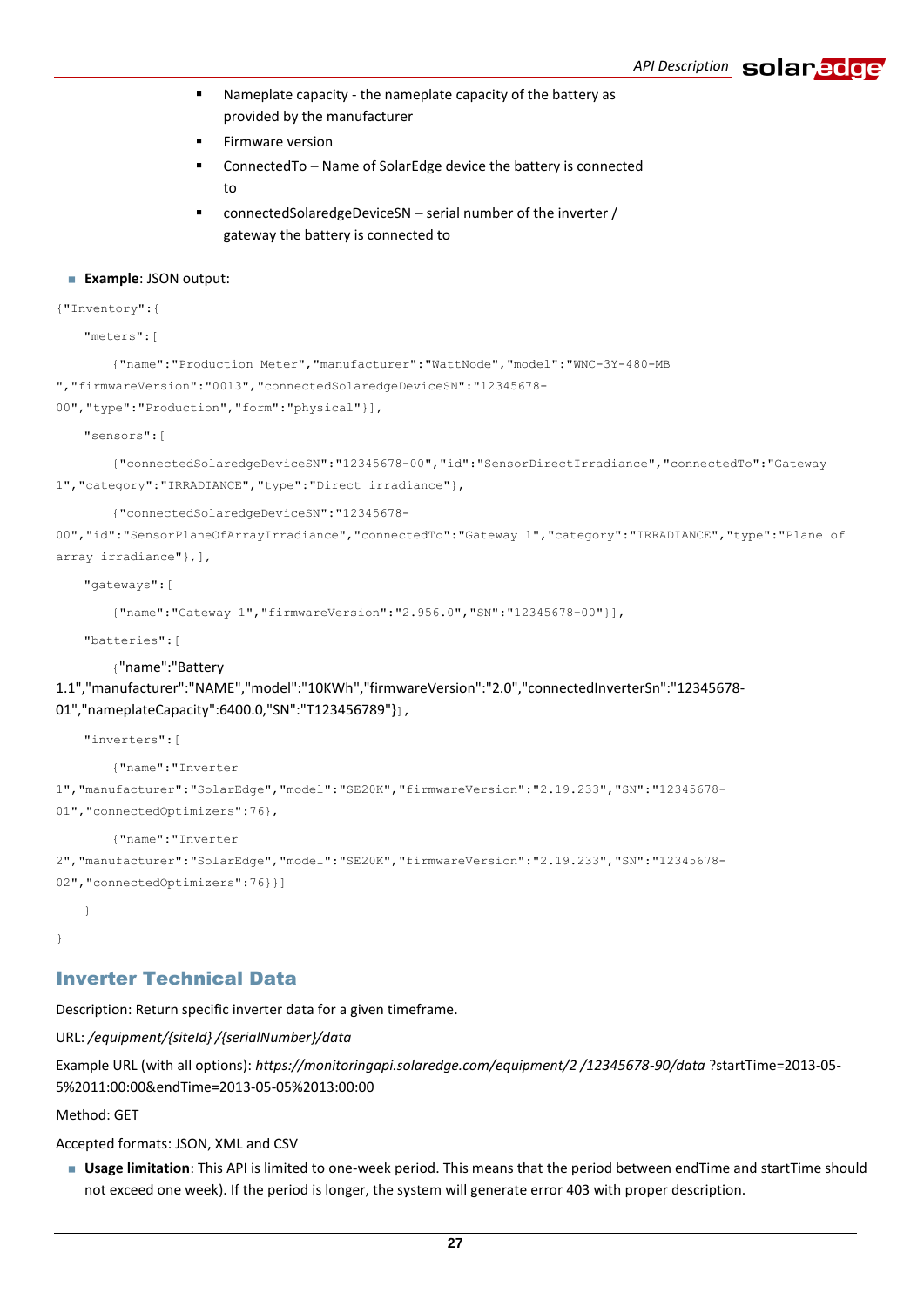- Nameplate capacity - the nameplate capacity of the battery as provided by the manufacturer
- Firmware version
- ConnectedTo – Name of SolarEdge device the battery is connected to
- connectedSolaredgeDeviceSN – serial number of the inverter / gateway the battery is connected to

- **Example**: JSON output:

```
{"Inventory":{
    "meters":[
        {"name":"Production Meter","manufacturer":"WattNode","model":"WNC-3Y-480-MB
","firmwareVersion":"0013","connectedSolaredgeDeviceSN":"12345678-
00","type":"Production","form":"physical"}],
    "sensors":[
        {"connectedSolaredgeDeviceSN":"12345678-00","id":"SensorDirectIrradiance","connectedTo":"Gateway
1","category":"IRRADIANCE","type":"Direct irradiance"},
        {"connectedSolaredgeDeviceSN":"12345678-
00","id":"SensorPlaneOfArrayIrradiance","connectedTo":"Gateway 1","category":"IRRADIANCE","type":"Plane of
array irradiance"},],
    "gateways":[
        {"name":"Gateway 1","firmwareVersion":"2.956.0","SN":"12345678-00"}],
    "batteries":[
        {"name":"Battery
1.1","manufacturer":"NAME","model":"10KWh","firmwareVersion":"2.0","connectedInverterSn":"12345678-
01","nameplateCapacity":6400.0,"SN":"T123456789"}],
    "inverters":[
        {"name":"Inverter
1","manufacturer":"SolarEdge","model":"SE20K","firmwareVersion":"2.19.233","SN":"12345678-
01","connectedOptimizers":76},
        {"name":"Inverter
2","manufacturer":"SolarEdge","model":"SE20K","firmwareVersion":"2.19.233","SN":"12345678-
02","connectedOptimizers":76}]]
    }
}
```

## Inverter Technical Data

Description: Return specific inverter data for a given timeframe.

URL: */equipment/{siteId} /{serialNumber}/data*

Example URL (with all options): *https://monitoringapi.solaredge.com/equipment/2 /12345678-90/data* ?startTime=2013-05-5%2011:00:00&endTime=2013-05-05%2013:00:00

Method: GET

Accepted formats: JSON, XML and CSV

- **Usage limitation**: This API is limited to one-week period. This means that the period between endTime and startTime should not exceed one week). If the period is longer, the system will generate error 403 with proper description.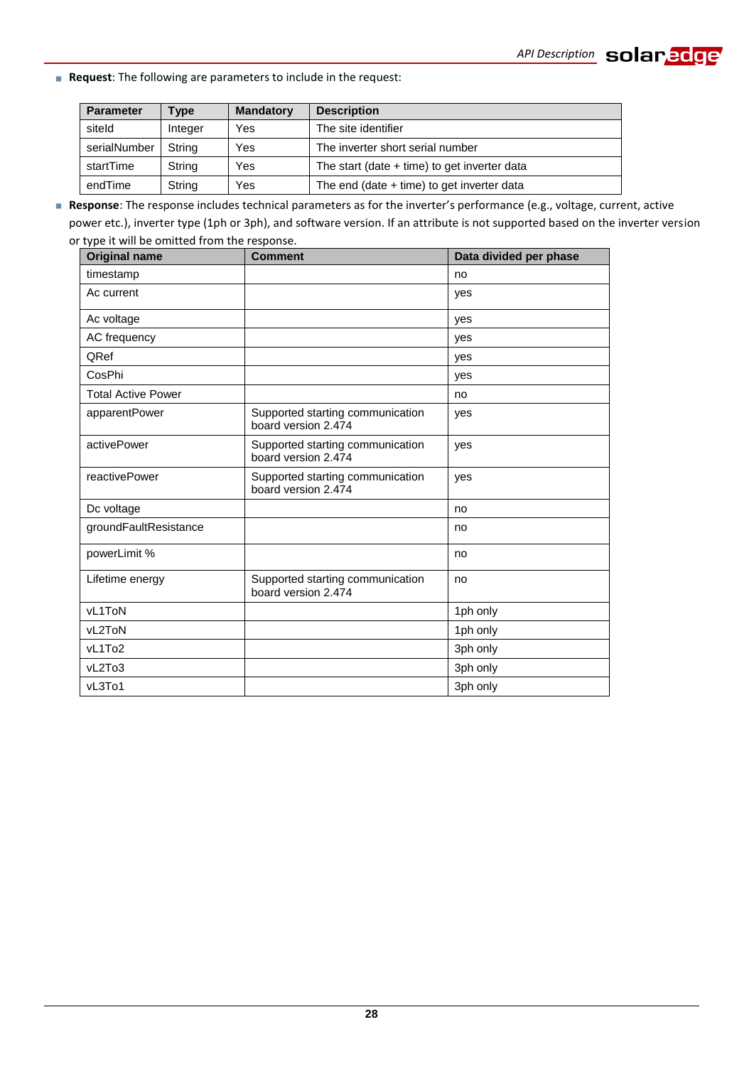- **Request**: The following are parameters to include in the request:

| Parameter | Type | Mandatory | Description |
|---|---|---|---|
| siteId | Integer | Yes | The site identifier |
| serialNumber | String | Yes | The inverter short serial number |
| startTime | String | Yes | The start (date + time) to get inverter data |
| endTime | String | Yes | The end (date + time) to get inverter data |

- **Response**: The response includes technical parameters as for the inverter's performance (e.g., voltage, current, active power etc.), inverter type (1ph or 3ph), and software version. If an attribute is not supported based on the inverter version or type it will be omitted from the response.

| Original name | Comment | Data divided per phase |
|---|---|---|
| timestamp | | no |
| Ac current | | yes |
| Ac voltage | | yes |
| AC frequency | | yes |
| QRef | | yes |
| CosPhi | | yes |
| Total Active Power | | no |
| apparentPower | Supported starting communication board version 2.474 | yes |
| activePower | Supported starting communication board version 2.474 | yes |
| reactivePower | Supported starting communication board version 2.474 | yes |
| Dc voltage | | no |
| groundFaultResistance | | no |
| powerLimit % | | no |
| Lifetime energy | Supported starting communication board version 2.474 | no |
| vL1ToN | | 1ph only |
| vL2ToN | | 1ph only |
| vL1To2 | | 3ph only |
| vL2To3 | | 3ph only |
| vL3To1 | | 3ph only |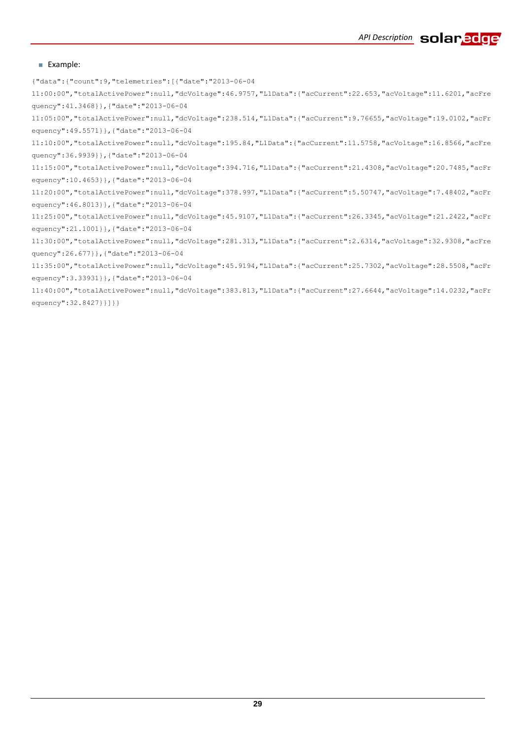- Example:

```
{"data":{"count":9,"telemetries":[{"date":"2013-06-04 11:00:00","totalActivePower":null,"dcVoltage":46.9757,"L1Data":{"acCurrent":22.653,"acVoltage":11.6201,"acFrequency":41.3468}},{"date":"2013-06-04 11:05:00","totalActivePower":null,"dcVoltage":238.514,"L1Data":{"acCurrent":9.76655,"acVoltage":19.0102,"acFrequency":49.5571}},{"date":"2013-06-04 11:10:00","totalActivePower":null,"dcVoltage":195.84,"L1Data":{"acCurrent":11.5758,"acVoltage":16.8566,"acFrequency":36.9939}},{"date":"2013-06-04 11:15:00","totalActivePower":null,"dcVoltage":394.716,"L1Data":{"acCurrent":21.4308,"acVoltage":20.7485,"acFrequency":10.4653}},{"date":"2013-06-04 11:20:00","totalActivePower":null,"dcVoltage":378.997,"L1Data":{"acCurrent":5.50747,"acVoltage":7.48402,"acFrequency":46.8013}},{"date":"2013-06-04 11:25:00","totalActivePower":null,"dcVoltage":45.9107,"L1Data":{"acCurrent":26.3345,"acVoltage":21.2422,"acFrequency":21.1001}},{"date":"2013-06-04 11:30:00","totalActivePower":null,"dcVoltage":281.313,"L1Data":{"acCurrent":2.6314,"acVoltage":32.9308,"acFrequency":26.677}},{"date":"2013-06-04 11:35:00","totalActivePower":null,"dcVoltage":45.9194,"L1Data":{"acCurrent":25.7302,"acVoltage":28.5508,"acFrequency":3.33931}},{"date":"2013-06-04 11:40:00","totalActivePower":null,"dcVoltage":383.813,"L1Data":{"acCurrent":27.6644,"acVoltage":14.0232,"acFrequency":32.8427}}]}}
```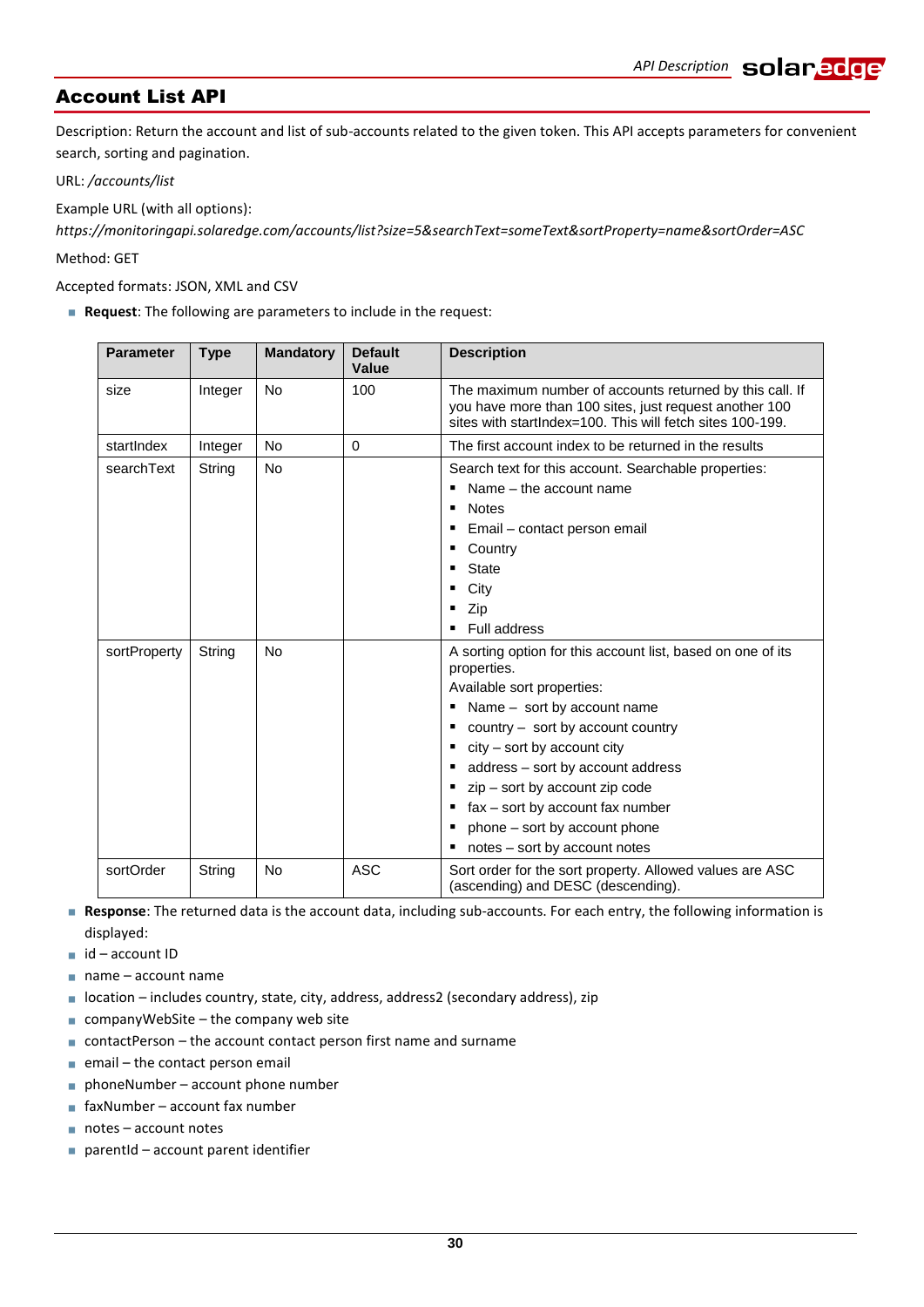## Account List API

Description: Return the account and list of sub-accounts related to the given token. This API accepts parameters for convenient search, sorting and pagination.

URL: */accounts/list*

Example URL (with all options):
*https://monitoringapi.solaredge.com/accounts/list?size=5&searchText=someText&sortProperty=name&sortOrder=ASC*

Method: GET

Accepted formats: JSON, XML and CSV

- **Request**: The following are parameters to include in the request:

| Parameter | Type | Mandatory | Default Value | Description |
|---|---|---|---|---|
| size | Integer | No | 100 | The maximum number of accounts returned by this call. If you have more than 100 sites, just request another 100 sites with startIndex=100. This will fetch sites 100-199. |
| startIndex | Integer | No | 0 | The first account index to be returned in the results |
| searchText | String | No | | Search text for this account. Searchable properties:<br>▪ Name – the account name<br>▪ Notes<br>▪ Email – contact person email<br>▪ Country<br>▪ State<br>▪ City<br>▪ Zip<br>▪ Full address |
| sortProperty | String | No | | A sorting option for this account list, based on one of its properties.<br>Available sort properties:<br>▪ Name – sort by account name<br>▪ country – sort by account country<br>▪ city – sort by account city<br>▪ address – sort by account address<br>▪ zip – sort by account zip code<br>▪ fax – sort by account fax number<br>▪ phone – sort by account phone<br>▪ notes – sort by account notes |
| sortOrder | String | No | ASC | Sort order for the sort property. Allowed values are ASC (ascending) and DESC (descending). |

- **Response**: The returned data is the account data, including sub-accounts. For each entry, the following information is displayed:
- id – account ID
- name – account name
- location – includes country, state, city, address, address2 (secondary address), zip
- companyWebSite – the company web site
- contactPerson – the account contact person first name and surname
- email – the contact person email
- phoneNumber – account phone number
- faxNumber – account fax number
- notes – account notes
- parentId – account parent identifier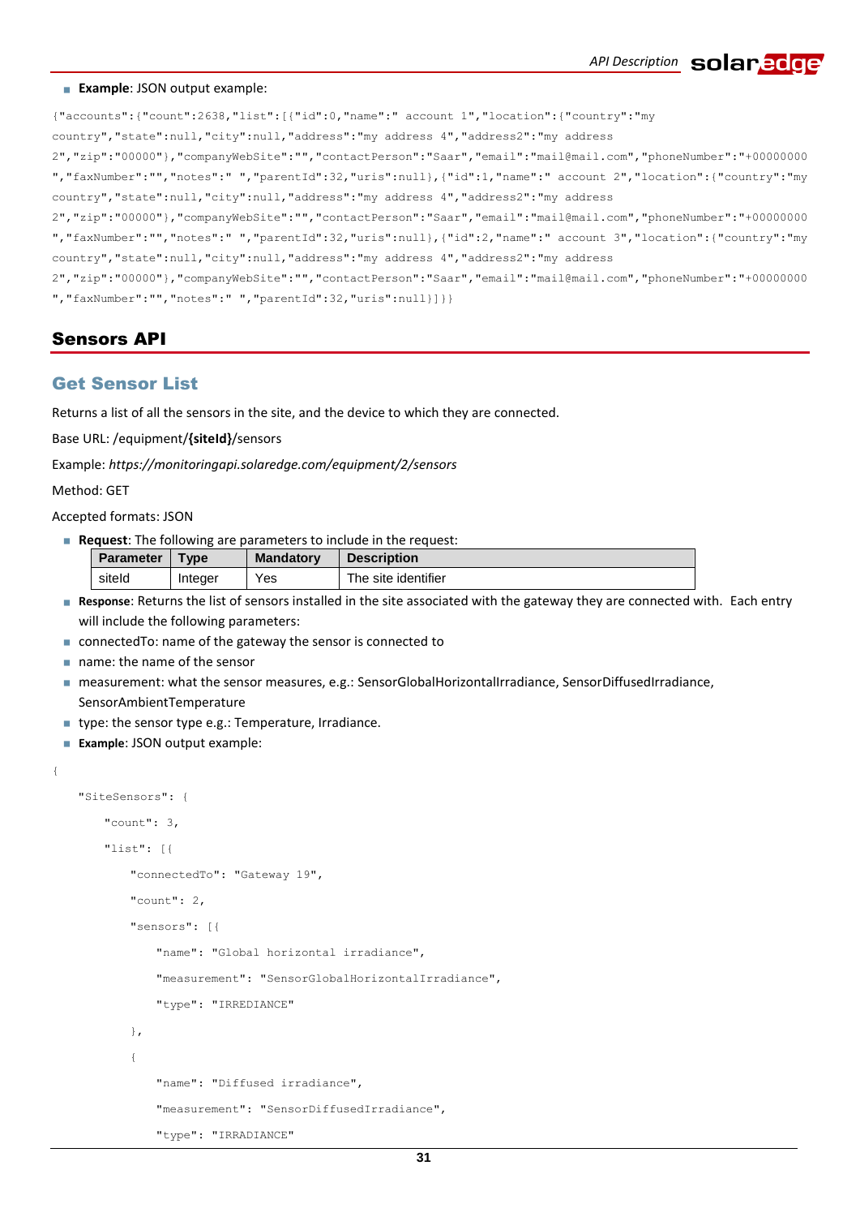- **Example**: JSON output example:

```
{"accounts":{"count":2638,"list":[{"id":0,"name":" account 1","location":{"country":"my country","state":null,"city":null,"address":"my address 4","address2":"my address 2","zip":"00000"},"companyWebSite":"","contactPerson":"Saar","email":"mail@mail.com","phoneNumber":"+00000000","faxNumber":"","notes":" ","parentId":32,"uris":null},{"id":1,"name":" account 2","location":{"country":"my country","state":null,"city":null,"address":"my address 4","address2":"my address 2","zip":"00000"},"companyWebSite":"","contactPerson":"Saar","email":"mail@mail.com","phoneNumber":"+00000000","faxNumber":"","notes":" ","parentId":32,"uris":null},{"id":2,"name":" account 3","location":{"country":"my country","state":null,"city":null,"address":"my address 4","address2":"my address 2","zip":"00000"},"companyWebSite":"","contactPerson":"Saar","email":"mail@mail.com","phoneNumber":"+00000000","faxNumber":"","notes":" ","parentId":32,"uris":null}]}}
```

## Sensors API

### Get Sensor List

Returns a list of all the sensors in the site, and the device to which they are connected.

Base URL: /equipment/**{siteId}**/sensors

Example: *https://monitoringapi.solaredge.com/equipment/2/sensors*

Method: GET

Accepted formats: JSON

- **Request**: The following are parameters to include in the request:

| Parameter | Type | Mandatory | Description |
|---|---|---|---|
| siteId | Integer | Yes | The site identifier |

- **Response**: Returns the list of sensors installed in the site associated with the gateway they are connected with. Each entry will include the following parameters:
- connectedTo: name of the gateway the sensor is connected to
- name: the name of the sensor
- measurement: what the sensor measures, e.g.: SensorGlobalHorizontalIrradiance, SensorDiffusedIrradiance, SensorAmbientTemperature
- type: the sensor type e.g.: Temperature, Irradiance.
- **Example**: JSON output example:

```
{
    "SiteSensors": {
        "count": 3,
        "list": [{
            "connectedTo": "Gateway 19",
            "count": 2,
            "sensors": [{
                "name": "Global horizontal irradiance",
                "measurement": "SensorGlobalHorizontalIrradiance",
                "type": "IRREDIANCE"
            },
            {
                "name": "Diffused irradiance",
                "measurement": "SensorDiffusedIrradiance",
                "type": "IRRADIANCE"
```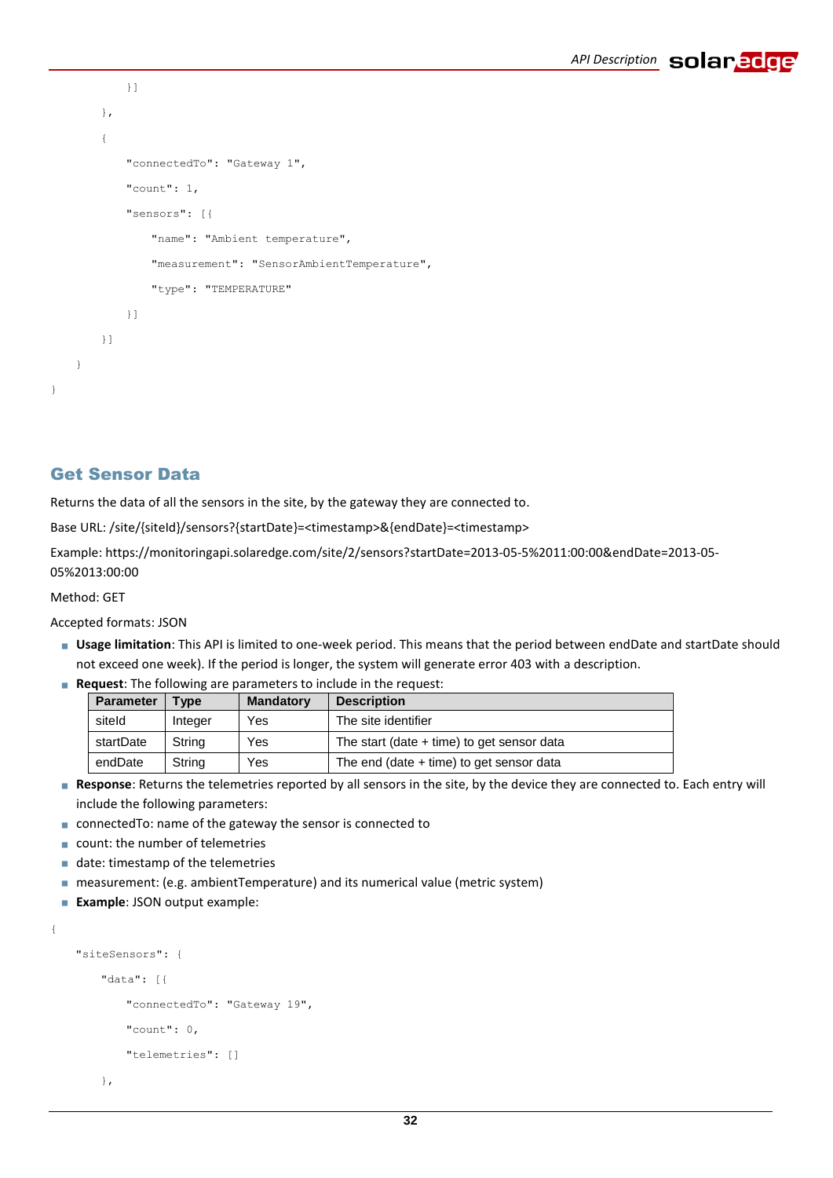```
            }]
        },
        {
            "connectedTo": "Gateway 1",
            "count": 1,
            "sensors": [{
                "name": "Ambient temperature",
                "measurement": "SensorAmbientTemperature",
                "type": "TEMPERATURE"
            }]
        }]
    }
}
```

## Get Sensor Data

Returns the data of all the sensors in the site, by the gateway they are connected to.

Base URL: /site/{siteId}/sensors?{startDate}=<timestamp>&{endDate}=<timestamp>

Example: https://monitoringapi.solaredge.com/site/2/sensors?startDate=2013-05-5%2011:00:00&endDate=2013-05-05%2013:00:00

Method: GET

Accepted formats: JSON

- **Usage limitation**: This API is limited to one-week period. This means that the period between endDate and startDate should not exceed one week). If the period is longer, the system will generate error 403 with a description.
- **Request**: The following are parameters to include in the request:

| Parameter | Type | Mandatory | Description |
|---|---|---|---|
| siteId | Integer | Yes | The site identifier |
| startDate | String | Yes | The start (date + time) to get sensor data |
| endDate | String | Yes | The end (date + time) to get sensor data |

- **Response**: Returns the telemetries reported by all sensors in the site, by the device they are connected to. Each entry will include the following parameters:
- connectedTo: name of the gateway the sensor is connected to
- count: the number of telemetries
- date: timestamp of the telemetries
- measurement: (e.g. ambientTemperature) and its numerical value (metric system)
- **Example**: JSON output example:

```
{
    "siteSensors": {
        "data": [{
            "connectedTo": "Gateway 19",
            "count": 0,
            "telemetries": []
        },
```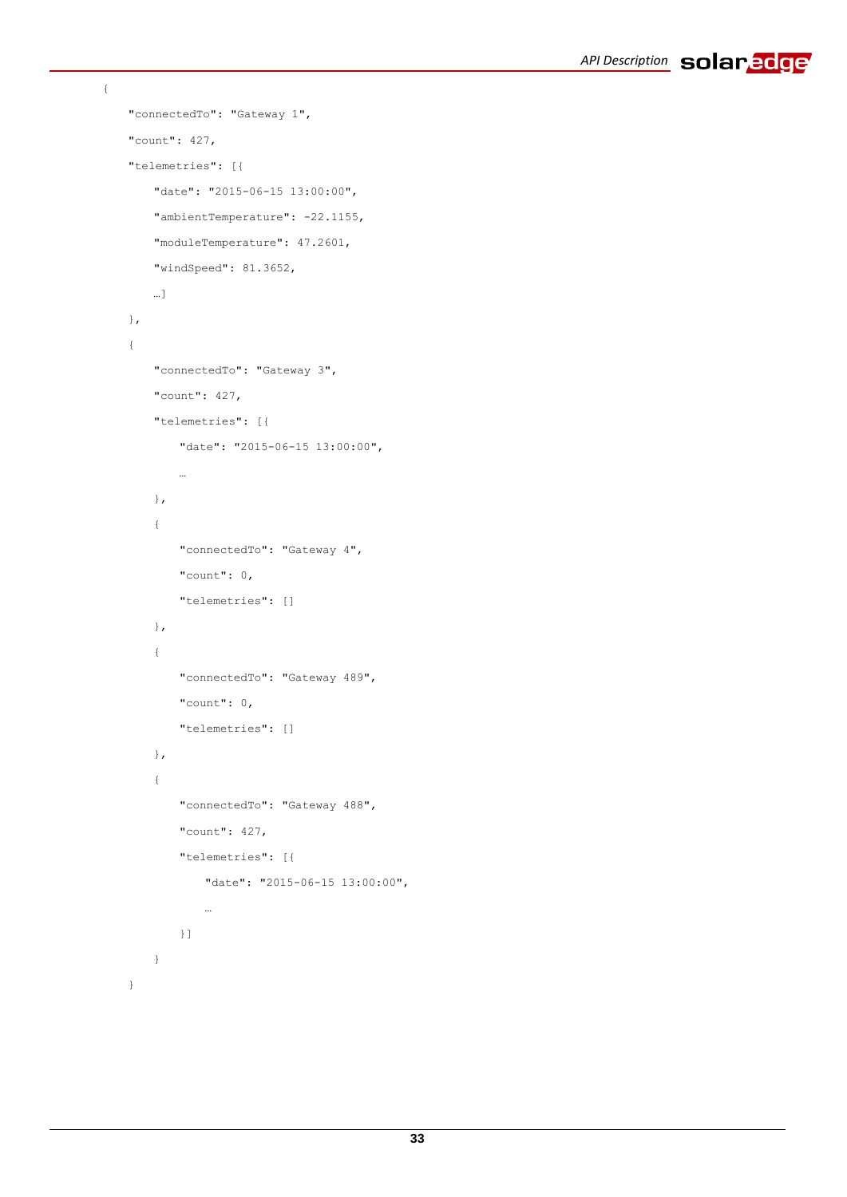```
{
    "connectedTo": "Gateway 1",
    "count": 427,
    "telemetries": [{
        "date": "2015-06-15 13:00:00",
        "ambientTemperature": -22.1155,
        "moduleTemperature": 47.2601,
        "windSpeed": 81.3652,
        …]
    },
    {
        "connectedTo": "Gateway 3",
        "count": 427,
        "telemetries": [{
            "date": "2015-06-15 13:00:00",
            …
        },
        {
            "connectedTo": "Gateway 4",
            "count": 0,
            "telemetries": []
        },
        {
            "connectedTo": "Gateway 489",
            "count": 0,
            "telemetries": []
        },
        {
            "connectedTo": "Gateway 488",
            "count": 427,
            "telemetries": [{
                "date": "2015-06-15 13:00:00",
                …
            }]
        }
    }
```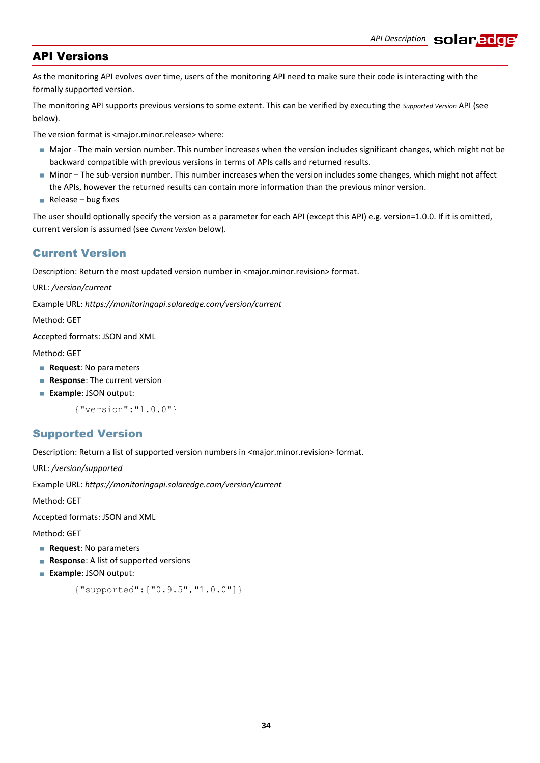## API Versions

As the monitoring API evolves over time, users of the monitoring API need to make sure their code is interacting with the formally supported version.

The monitoring API supports previous versions to some extent. This can be verified by executing the *Supported Version* API (see below).

The version format is <major.minor.release> where:

- Major - The main version number. This number increases when the version includes significant changes, which might not be backward compatible with previous versions in terms of APIs calls and returned results.
- Minor – The sub-version number. This number increases when the version includes some changes, which might not affect the APIs, however the returned results can contain more information than the previous minor version.
- Release – bug fixes

The user should optionally specify the version as a parameter for each API (except this API) e.g. version=1.0.0. If it is omitted, current version is assumed (see *Current Version* below).

### Current Version

Description: Return the most updated version number in <major.minor.revision> format.

URL: */version/current*

Example URL: *https://monitoringapi.solaredge.com/version/current*

Method: GET

Accepted formats: JSON and XML

Method: GET

- **Request**: No parameters
- **Response**: The current version
- **Example**: JSON output:

```
{"version":"1.0.0"}
```

### Supported Version

Description: Return a list of supported version numbers in <major.minor.revision> format.

URL: */version/supported*

Example URL: *https://monitoringapi.solaredge.com/version/current*

Method: GET

Accepted formats: JSON and XML

Method: GET

- **Request**: No parameters
- **Response**: A list of supported versions
- **Example**: JSON output:

```
{"supported":["0.9.5","1.0.0"]}
```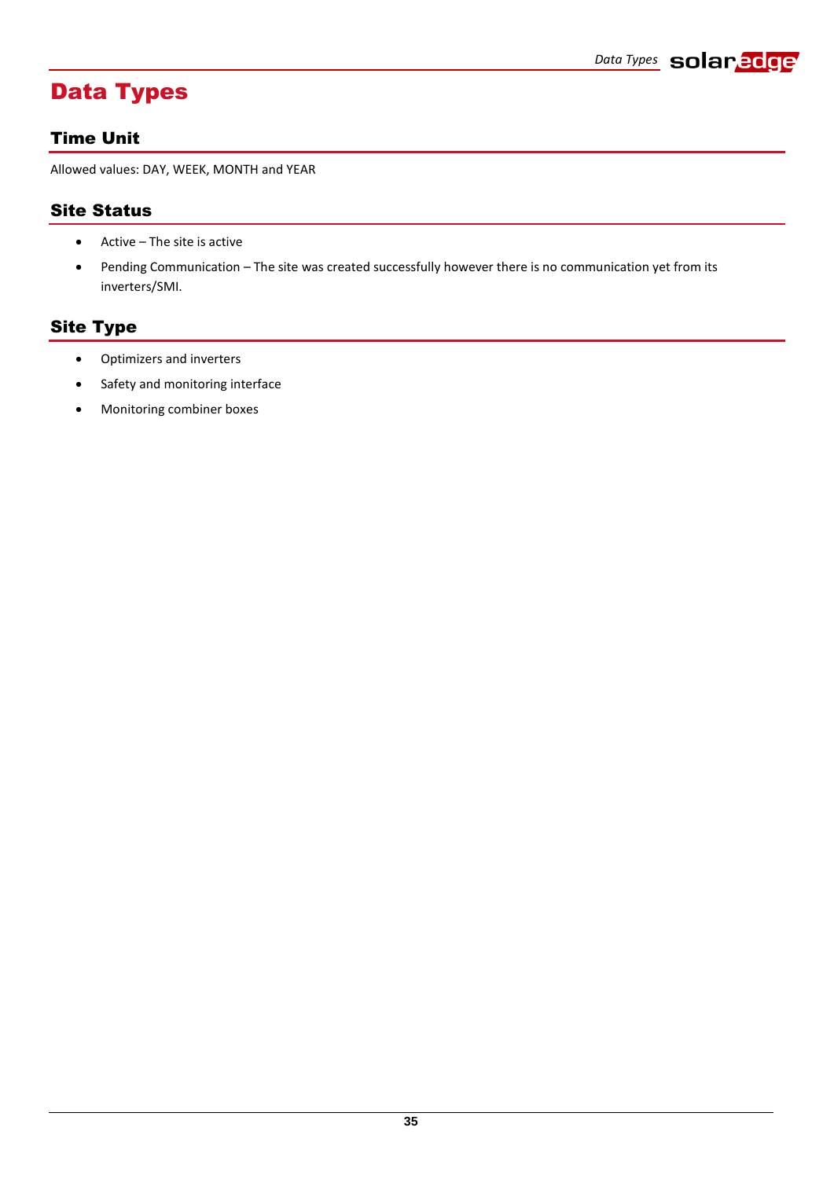# Data Types

## Time Unit

Allowed values: DAY, WEEK, MONTH and YEAR

## Site Status

- Active – The site is active
- Pending Communication – The site was created successfully however there is no communication yet from its inverters/SMI.

## Site Type

- Optimizers and inverters
- Safety and monitoring interface
- Monitoring combiner boxes